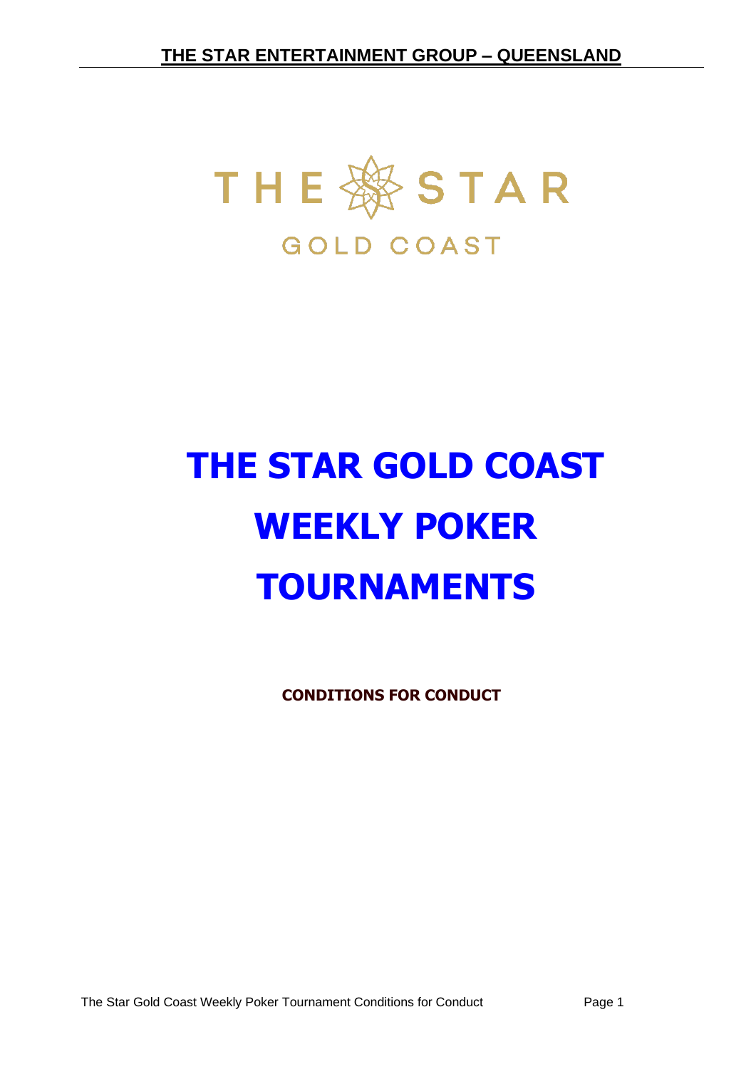# THE STAR GOLD COAST WEEKLY POKER TOURNAMENTS

**CONDITIONS FOR CONDUCT**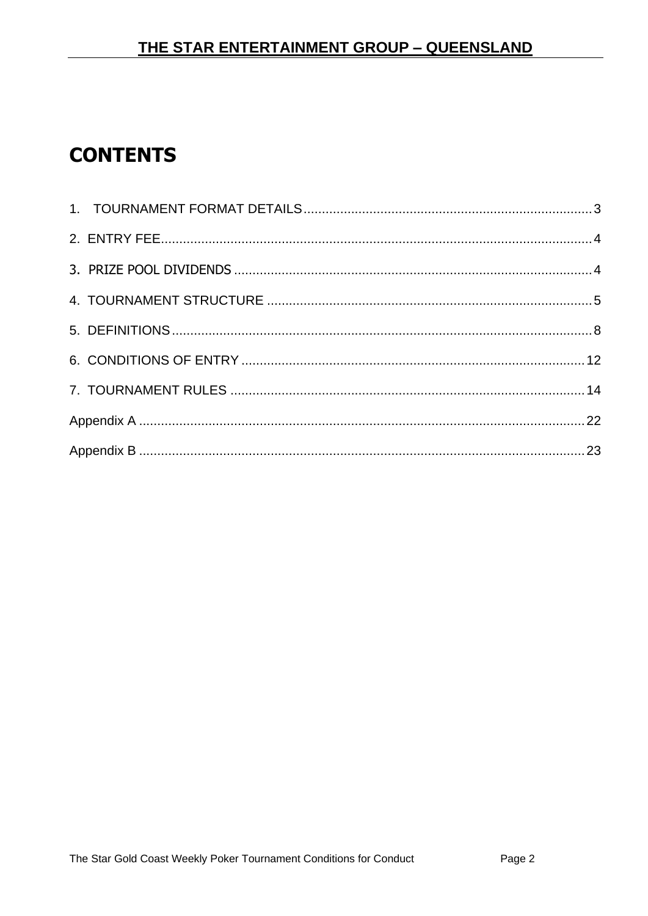# CONTENTS

1. TOURNAMENT FORMAT DETAILS .......... 3

2. ENTRY FEE .......... 4

3. PRIZE POOL DIVIDENDS .......... 4

4. TOURNAMENT STRUCTURE .......... 5

5. DEFINITIONS .......... 8

6. CONDITIONS OF ENTRY .......... 12

7. TOURNAMENT RULES .......... 14

Appendix A .......... 22

Appendix B .......... 23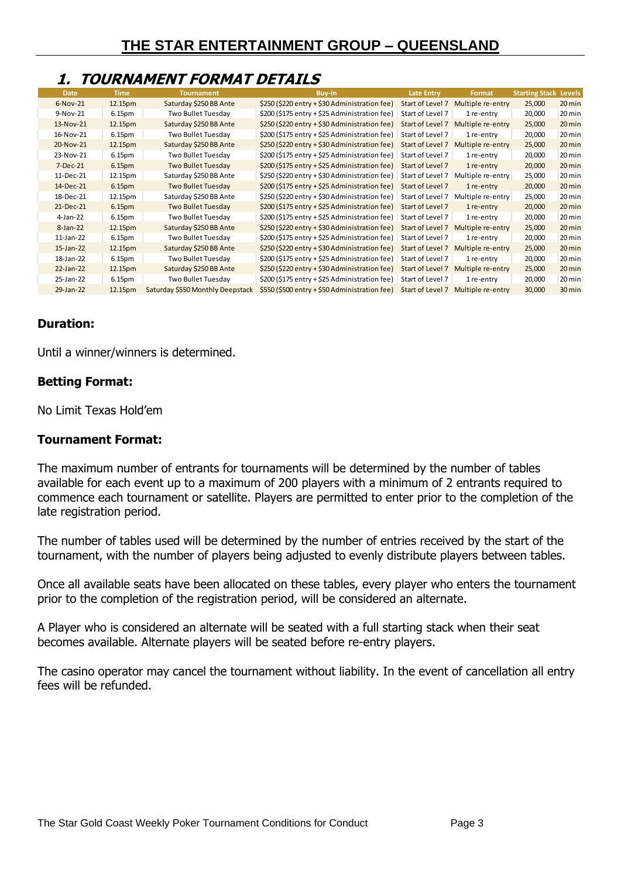# THE STAR ENTERTAINMENT GROUP – QUEENSLAND

## 1. TOURNAMENT FORMAT DETAILS

| Date | Time | Tournament | Buy-in | Late Entry | Format | Starting Stack | Levels |
|---|---|---|---|---|---|---|---|
| 6-Nov-21 | 12.15pm | Saturday $250 BB Ante | $250 ($220 entry + $30 Administration fee) | Start of Level 7 | Multiple re-entry | 25,000 | 20 min |
| 9-Nov-21 | 6.15pm | Two Bullet Tuesday | $200 ($175 entry + $25 Administration fee) | Start of Level 7 | 1 re-entry | 20,000 | 20 min |
| 13-Nov-21 | 12.15pm | Saturday $250 BB Ante | $250 ($220 entry + $30 Administration fee) | Start of Level 7 | Multiple re-entry | 25,000 | 20 min |
| 16-Nov-21 | 6.15pm | Two Bullet Tuesday | $200 ($175 entry + $25 Administration fee) | Start of Level 7 | 1 re-entry | 20,000 | 20 min |
| 20-Nov-21 | 12.15pm | Saturday $250 BB Ante | $250 ($220 entry + $30 Administration fee) | Start of Level 7 | Multiple re-entry | 25,000 | 20 min |
| 23-Nov-21 | 6.15pm | Two Bullet Tuesday | $200 ($175 entry + $25 Administration fee) | Start of Level 7 | 1 re-entry | 20,000 | 20 min |
| 7-Dec-21 | 6.15pm | Two Bullet Tuesday | $200 ($175 entry + $25 Administration fee) | Start of Level 7 | 1 re-entry | 20,000 | 20 min |
| 11-Dec-21 | 12.15pm | Saturday $250 BB Ante | $250 ($220 entry + $30 Administration fee) | Start of Level 7 | Multiple re-entry | 25,000 | 20 min |
| 14-Dec-21 | 6.15pm | Two Bullet Tuesday | $200 ($175 entry + $25 Administration fee) | Start of Level 7 | 1 re-entry | 20,000 | 20 min |
| 18-Dec-21 | 12.15pm | Saturday $250 BB Ante | $250 ($220 entry + $30 Administration fee) | Start of Level 7 | Multiple re-entry | 25,000 | 20 min |
| 21-Dec-21 | 6.15pm | Two Bullet Tuesday | $200 ($175 entry + $25 Administration fee) | Start of Level 7 | 1 re-entry | 20,000 | 20 min |
| 4-Jan-22 | 6.15pm | Two Bullet Tuesday | $200 ($175 entry + $25 Administration fee) | Start of Level 7 | 1 re-entry | 20,000 | 20 min |
| 8-Jan-22 | 12.15pm | Saturday $250 BB Ante | $250 ($220 entry + $30 Administration fee) | Start of Level 7 | Multiple re-entry | 25,000 | 20 min |
| 11-Jan-22 | 6.15pm | Two Bullet Tuesday | $200 ($175 entry + $25 Administration fee) | Start of Level 7 | 1 re-entry | 20,000 | 20 min |
| 15-Jan-22 | 12.15pm | Saturday $250 BB Ante | $250 ($220 entry + $30 Administration fee) | Start of Level 7 | Multiple re-entry | 25,000 | 20 min |
| 18-Jan-22 | 6.15pm | Two Bullet Tuesday | $200 ($175 entry + $25 Administration fee) | Start of Level 7 | 1 re-entry | 20,000 | 20 min |
| 22-Jan-22 | 12.15pm | Saturday $250 BB Ante | $250 ($220 entry + $30 Administration fee) | Start of Level 7 | Multiple re-entry | 25,000 | 20 min |
| 25-Jan-22 | 6.15pm | Two Bullet Tuesday | $200 ($175 entry + $25 Administration fee) | Start of Level 7 | 1 re-entry | 20,000 | 20 min |
| 29-Jan-22 | 12.15pm | Saturday $550 Monthly Deepstack | $550 ($500 entry + $50 Administration fee) | Start of Level 7 | Multiple re-entry | 30,000 | 30 min |

### Duration:

Until a winner/winners is determined.

### Betting Format:

No Limit Texas Hold'em

### Tournament Format:

The maximum number of entrants for tournaments will be determined by the number of tables available for each event up to a maximum of 200 players with a minimum of 2 entrants required to commence each tournament or satellite. Players are permitted to enter prior to the completion of the late registration period.

The number of tables used will be determined by the number of entries received by the start of the tournament, with the number of players being adjusted to evenly distribute players between tables.

Once all available seats have been allocated on these tables, every player who enters the tournament prior to the completion of the registration period, will be considered an alternate.

A Player who is considered an alternate will be seated with a full starting stack when their seat becomes available. Alternate players will be seated before re-entry players.

The casino operator may cancel the tournament without liability. In the event of cancellation all entry fees will be refunded.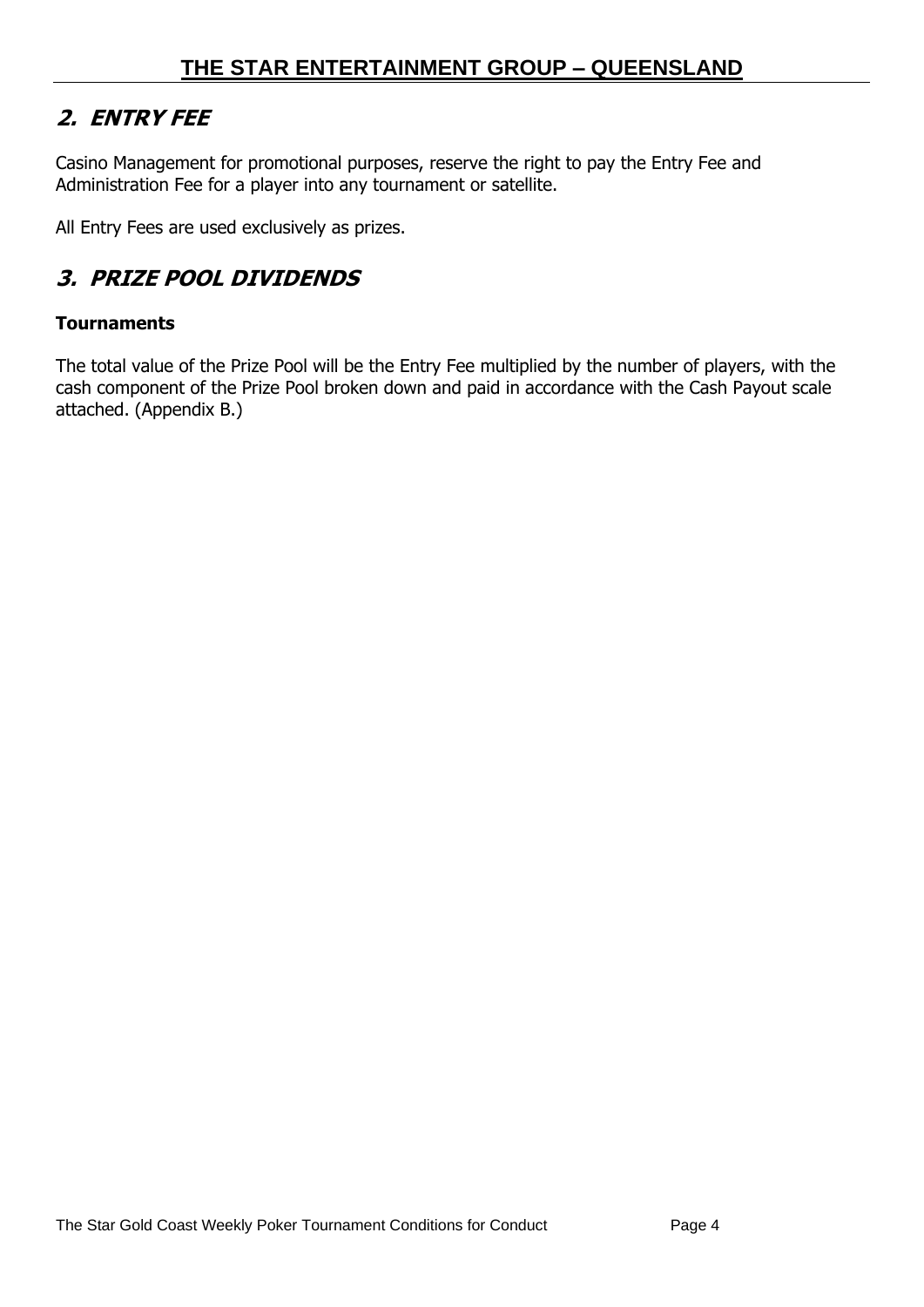## 2. ENTRY FEE

Casino Management for promotional purposes, reserve the right to pay the Entry Fee and Administration Fee for a player into any tournament or satellite.

All Entry Fees are used exclusively as prizes.

## 3. PRIZE POOL DIVIDENDS

**Tournaments**

The total value of the Prize Pool will be the Entry Fee multiplied by the number of players, with the cash component of the Prize Pool broken down and paid in accordance with the Cash Payout scale attached. (Appendix B.)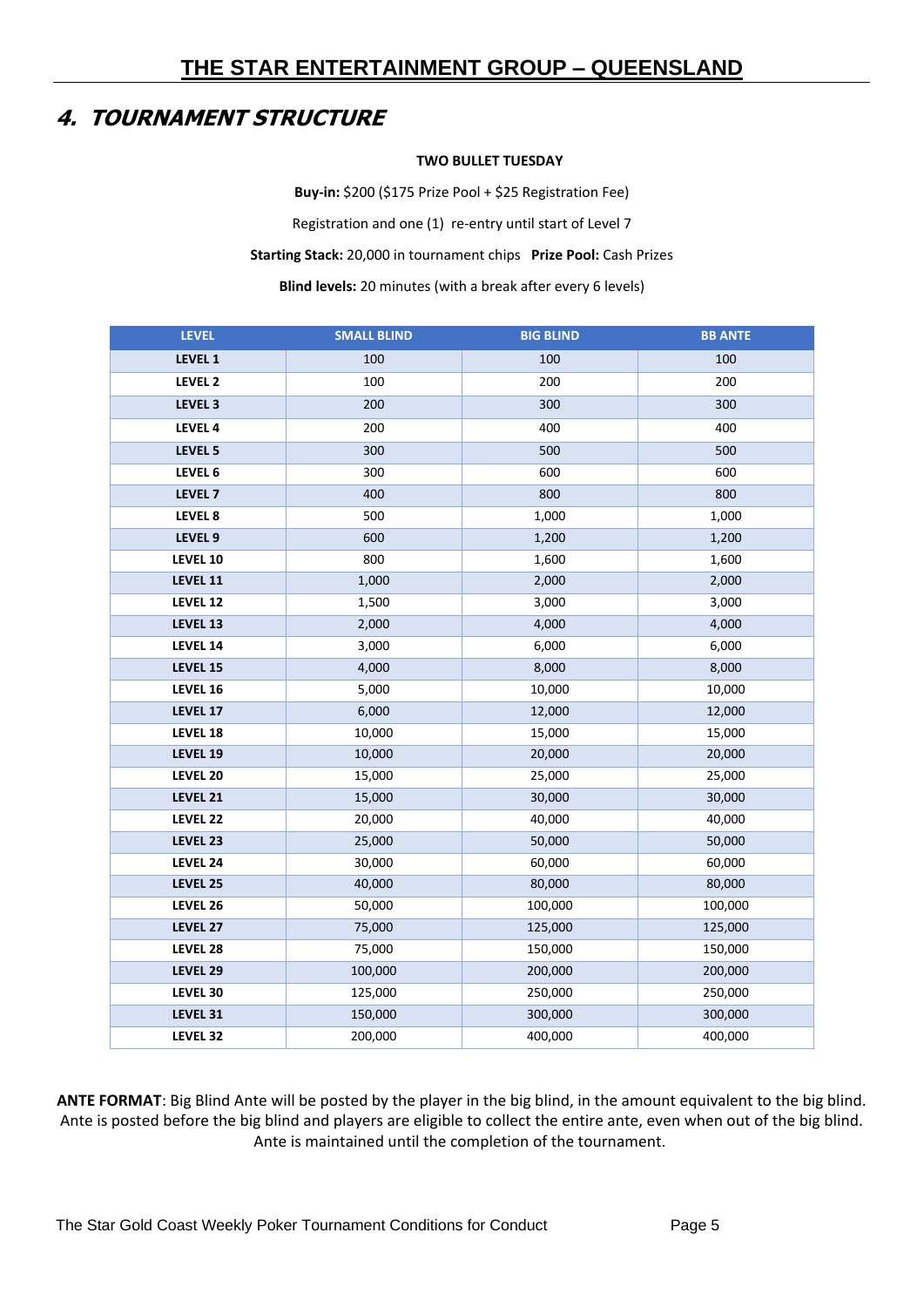## 4. TOURNAMENT STRUCTURE

**TWO BULLET TUESDAY**

**Buy-in:** $200 ($175 Prize Pool + $25 Registration Fee)

Registration and one (1) re-entry until start of Level 7

**Starting Stack:** 20,000 in tournament chips **Prize Pool:** Cash Prizes

**Blind levels:** 20 minutes (with a break after every 6 levels)

| LEVEL | SMALL BLIND | BIG BLIND | BB ANTE |
|---|---|---|---|
| LEVEL 1 | 100 | 100 | 100 |
| LEVEL 2 | 100 | 200 | 200 |
| LEVEL 3 | 200 | 300 | 300 |
| LEVEL 4 | 200 | 400 | 400 |
| LEVEL 5 | 300 | 500 | 500 |
| LEVEL 6 | 300 | 600 | 600 |
| LEVEL 7 | 400 | 800 | 800 |
| LEVEL 8 | 500 | 1,000 | 1,000 |
| LEVEL 9 | 600 | 1,200 | 1,200 |
| LEVEL 10 | 800 | 1,600 | 1,600 |
| LEVEL 11 | 1,000 | 2,000 | 2,000 |
| LEVEL 12 | 1,500 | 3,000 | 3,000 |
| LEVEL 13 | 2,000 | 4,000 | 4,000 |
| LEVEL 14 | 3,000 | 6,000 | 6,000 |
| LEVEL 15 | 4,000 | 8,000 | 8,000 |
| LEVEL 16 | 5,000 | 10,000 | 10,000 |
| LEVEL 17 | 6,000 | 12,000 | 12,000 |
| LEVEL 18 | 10,000 | 15,000 | 15,000 |
| LEVEL 19 | 10,000 | 20,000 | 20,000 |
| LEVEL 20 | 15,000 | 25,000 | 25,000 |
| LEVEL 21 | 15,000 | 30,000 | 30,000 |
| LEVEL 22 | 20,000 | 40,000 | 40,000 |
| LEVEL 23 | 25,000 | 50,000 | 50,000 |
| LEVEL 24 | 30,000 | 60,000 | 60,000 |
| LEVEL 25 | 40,000 | 80,000 | 80,000 |
| LEVEL 26 | 50,000 | 100,000 | 100,000 |
| LEVEL 27 | 75,000 | 125,000 | 125,000 |
| LEVEL 28 | 75,000 | 150,000 | 150,000 |
| LEVEL 29 | 100,000 | 200,000 | 200,000 |
| LEVEL 30 | 125,000 | 250,000 | 250,000 |
| LEVEL 31 | 150,000 | 300,000 | 300,000 |
| LEVEL 32 | 200,000 | 400,000 | 400,000 |

**ANTE FORMAT**: Big Blind Ante will be posted by the player in the big blind, in the amount equivalent to the big blind. Ante is posted before the big blind and players are eligible to collect the entire ante, even when out of the big blind. Ante is maintained until the completion of the tournament.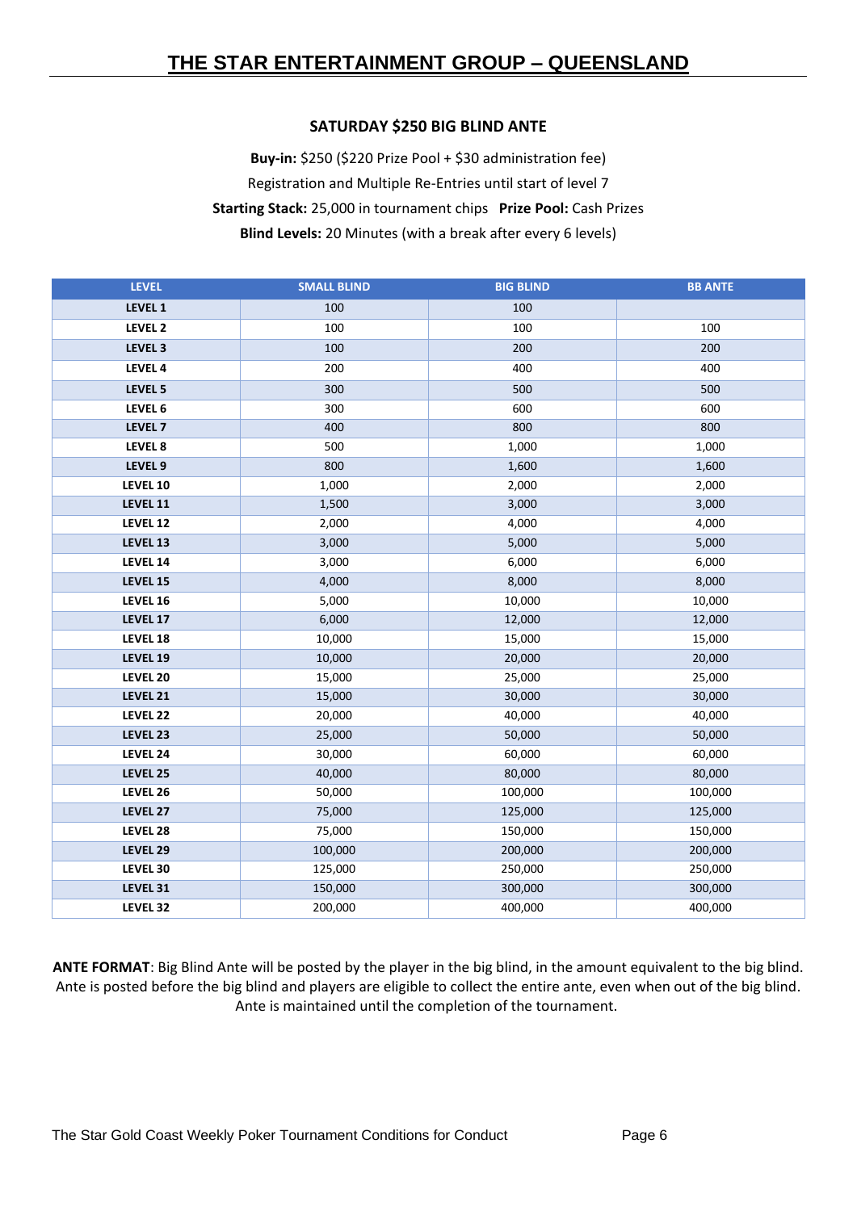# THE STAR ENTERTAINMENT GROUP – QUEENSLAND

## SATURDAY $250 BIG BLIND ANTE

**Buy-in:** $250 ($220 Prize Pool + $30 administration fee)

Registration and Multiple Re-Entries until start of level 7

**Starting Stack:** 25,000 in tournament chips **Prize Pool:** Cash Prizes

**Blind Levels:** 20 Minutes (with a break after every 6 levels)

| LEVEL | SMALL BLIND | BIG BLIND | BB ANTE |
|---|---|---|---|
| LEVEL 1 | 100 | 100 | |
| LEVEL 2 | 100 | 100 | 100 |
| LEVEL 3 | 100 | 200 | 200 |
| LEVEL 4 | 200 | 400 | 400 |
| LEVEL 5 | 300 | 500 | 500 |
| LEVEL 6 | 300 | 600 | 600 |
| LEVEL 7 | 400 | 800 | 800 |
| LEVEL 8 | 500 | 1,000 | 1,000 |
| LEVEL 9 | 800 | 1,600 | 1,600 |
| LEVEL 10 | 1,000 | 2,000 | 2,000 |
| LEVEL 11 | 1,500 | 3,000 | 3,000 |
| LEVEL 12 | 2,000 | 4,000 | 4,000 |
| LEVEL 13 | 3,000 | 5,000 | 5,000 |
| LEVEL 14 | 3,000 | 6,000 | 6,000 |
| LEVEL 15 | 4,000 | 8,000 | 8,000 |
| LEVEL 16 | 5,000 | 10,000 | 10,000 |
| LEVEL 17 | 6,000 | 12,000 | 12,000 |
| LEVEL 18 | 10,000 | 15,000 | 15,000 |
| LEVEL 19 | 10,000 | 20,000 | 20,000 |
| LEVEL 20 | 15,000 | 25,000 | 25,000 |
| LEVEL 21 | 15,000 | 30,000 | 30,000 |
| LEVEL 22 | 20,000 | 40,000 | 40,000 |
| LEVEL 23 | 25,000 | 50,000 | 50,000 |
| LEVEL 24 | 30,000 | 60,000 | 60,000 |
| LEVEL 25 | 40,000 | 80,000 | 80,000 |
| LEVEL 26 | 50,000 | 100,000 | 100,000 |
| LEVEL 27 | 75,000 | 125,000 | 125,000 |
| LEVEL 28 | 75,000 | 150,000 | 150,000 |
| LEVEL 29 | 100,000 | 200,000 | 200,000 |
| LEVEL 30 | 125,000 | 250,000 | 250,000 |
| LEVEL 31 | 150,000 | 300,000 | 300,000 |
| LEVEL 32 | 200,000 | 400,000 | 400,000 |

**ANTE FORMAT**: Big Blind Ante will be posted by the player in the big blind, in the amount equivalent to the big blind. Ante is posted before the big blind and players are eligible to collect the entire ante, even when out of the big blind. Ante is maintained until the completion of the tournament.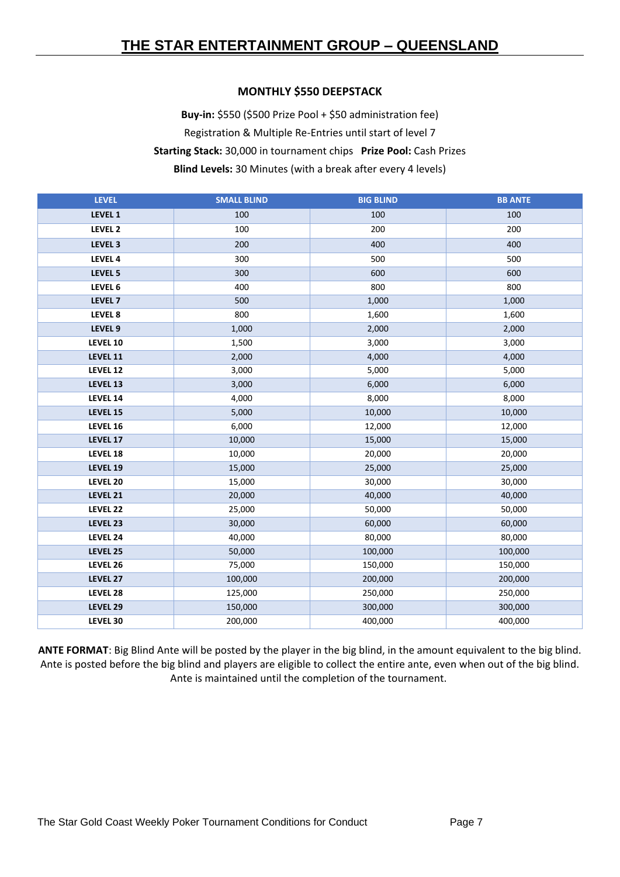## MONTHLY $550 DEEPSTACK

**Buy-in:** $550 ($500 Prize Pool + $50 administration fee)

Registration & Multiple Re-Entries until start of level 7

**Starting Stack:** 30,000 in tournament chips **Prize Pool:** Cash Prizes

**Blind Levels:** 30 Minutes (with a break after every 4 levels)

| LEVEL | SMALL BLIND | BIG BLIND | BB ANTE |
|---|---|---|---|
| LEVEL 1 | 100 | 100 | 100 |
| LEVEL 2 | 100 | 200 | 200 |
| LEVEL 3 | 200 | 400 | 400 |
| LEVEL 4 | 300 | 500 | 500 |
| LEVEL 5 | 300 | 600 | 600 |
| LEVEL 6 | 400 | 800 | 800 |
| LEVEL 7 | 500 | 1,000 | 1,000 |
| LEVEL 8 | 800 | 1,600 | 1,600 |
| LEVEL 9 | 1,000 | 2,000 | 2,000 |
| LEVEL 10 | 1,500 | 3,000 | 3,000 |
| LEVEL 11 | 2,000 | 4,000 | 4,000 |
| LEVEL 12 | 3,000 | 5,000 | 5,000 |
| LEVEL 13 | 3,000 | 6,000 | 6,000 |
| LEVEL 14 | 4,000 | 8,000 | 8,000 |
| LEVEL 15 | 5,000 | 10,000 | 10,000 |
| LEVEL 16 | 6,000 | 12,000 | 12,000 |
| LEVEL 17 | 10,000 | 15,000 | 15,000 |
| LEVEL 18 | 10,000 | 20,000 | 20,000 |
| LEVEL 19 | 15,000 | 25,000 | 25,000 |
| LEVEL 20 | 15,000 | 30,000 | 30,000 |
| LEVEL 21 | 20,000 | 40,000 | 40,000 |
| LEVEL 22 | 25,000 | 50,000 | 50,000 |
| LEVEL 23 | 30,000 | 60,000 | 60,000 |
| LEVEL 24 | 40,000 | 80,000 | 80,000 |
| LEVEL 25 | 50,000 | 100,000 | 100,000 |
| LEVEL 26 | 75,000 | 150,000 | 150,000 |
| LEVEL 27 | 100,000 | 200,000 | 200,000 |
| LEVEL 28 | 125,000 | 250,000 | 250,000 |
| LEVEL 29 | 150,000 | 300,000 | 300,000 |
| LEVEL 30 | 200,000 | 400,000 | 400,000 |

**ANTE FORMAT**: Big Blind Ante will be posted by the player in the big blind, in the amount equivalent to the big blind. Ante is posted before the big blind and players are eligible to collect the entire ante, even when out of the big blind. Ante is maintained until the completion of the tournament.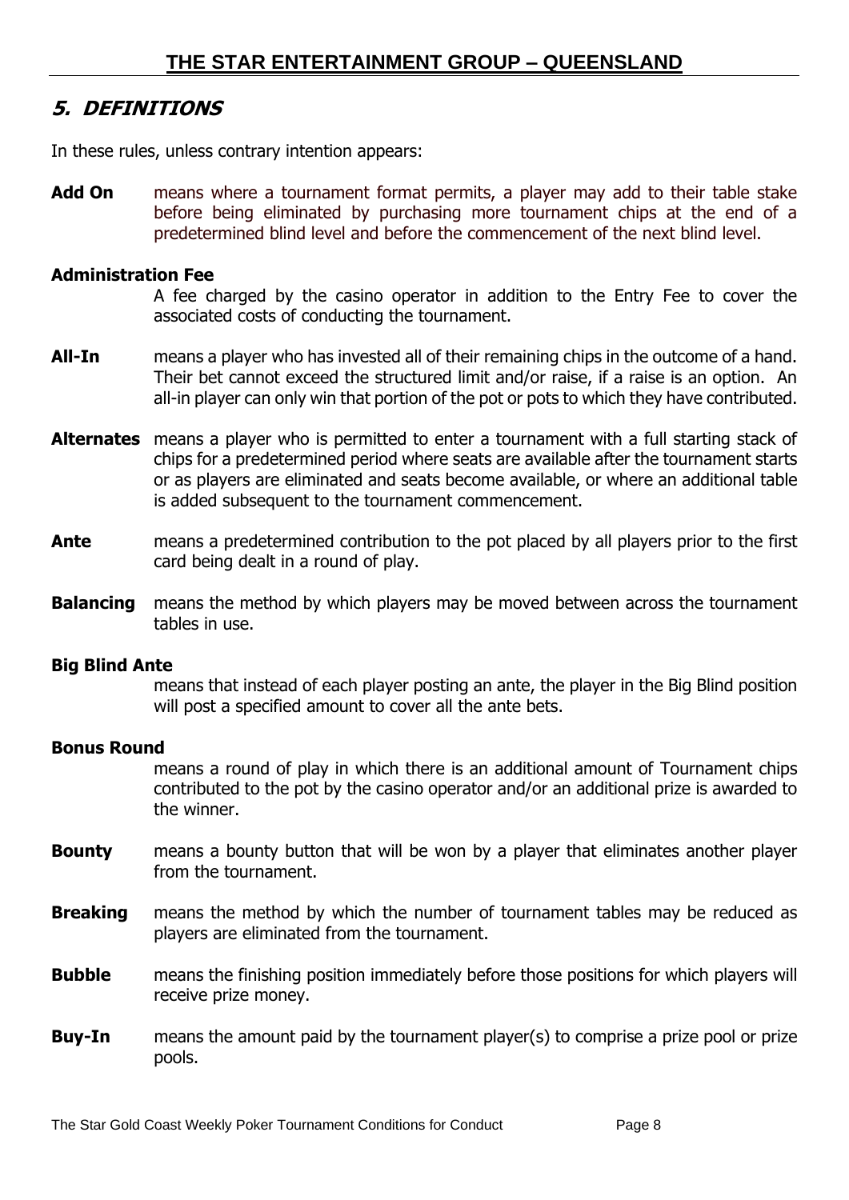## 5. DEFINITIONS

In these rules, unless contrary intention appears:

**Add On** means where a tournament format permits, a player may add to their table stake before being eliminated by purchasing more tournament chips at the end of a predetermined blind level and before the commencement of the next blind level.

**Administration Fee**
A fee charged by the casino operator in addition to the Entry Fee to cover the associated costs of conducting the tournament.

**All-In** means a player who has invested all of their remaining chips in the outcome of a hand. Their bet cannot exceed the structured limit and/or raise, if a raise is an option. An all-in player can only win that portion of the pot or pots to which they have contributed.

**Alternates** means a player who is permitted to enter a tournament with a full starting stack of chips for a predetermined period where seats are available after the tournament starts or as players are eliminated and seats become available, or where an additional table is added subsequent to the tournament commencement.

**Ante** means a predetermined contribution to the pot placed by all players prior to the first card being dealt in a round of play.

**Balancing** means the method by which players may be moved between across the tournament tables in use.

**Big Blind Ante**
means that instead of each player posting an ante, the player in the Big Blind position will post a specified amount to cover all the ante bets.

**Bonus Round**
means a round of play in which there is an additional amount of Tournament chips contributed to the pot by the casino operator and/or an additional prize is awarded to the winner.

**Bounty** means a bounty button that will be won by a player that eliminates another player from the tournament.

**Breaking** means the method by which the number of tournament tables may be reduced as players are eliminated from the tournament.

**Bubble** means the finishing position immediately before those positions for which players will receive prize money.

**Buy-In** means the amount paid by the tournament player(s) to comprise a prize pool or prize pools.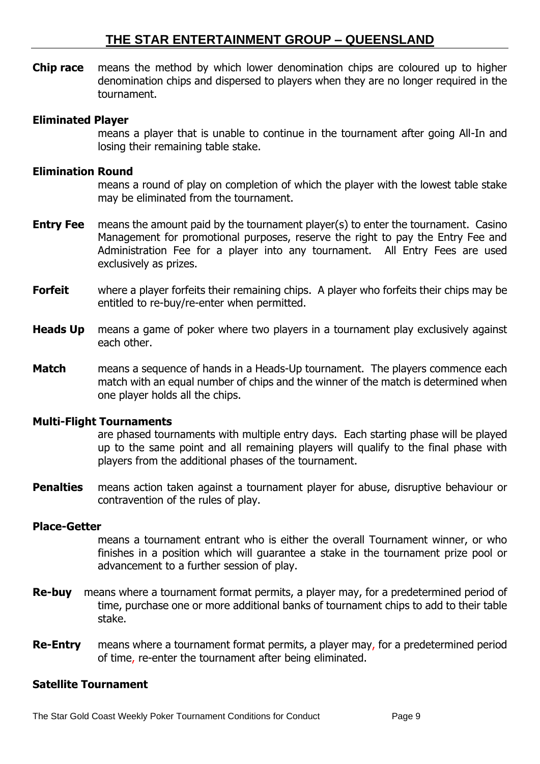**Chip race** means the method by which lower denomination chips are coloured up to higher denomination chips and dispersed to players when they are no longer required in the tournament.

**Eliminated Player**
means a player that is unable to continue in the tournament after going All-In and losing their remaining table stake.

**Elimination Round**
means a round of play on completion of which the player with the lowest table stake may be eliminated from the tournament.

**Entry Fee** means the amount paid by the tournament player(s) to enter the tournament. Casino Management for promotional purposes, reserve the right to pay the Entry Fee and Administration Fee for a player into any tournament. All Entry Fees are used exclusively as prizes.

**Forfeit** where a player forfeits their remaining chips. A player who forfeits their chips may be entitled to re-buy/re-enter when permitted.

**Heads Up** means a game of poker where two players in a tournament play exclusively against each other.

**Match** means a sequence of hands in a Heads-Up tournament. The players commence each match with an equal number of chips and the winner of the match is determined when one player holds all the chips.

**Multi-Flight Tournaments**
are phased tournaments with multiple entry days. Each starting phase will be played up to the same point and all remaining players will qualify to the final phase with players from the additional phases of the tournament.

**Penalties** means action taken against a tournament player for abuse, disruptive behaviour or contravention of the rules of play.

**Place-Getter**
means a tournament entrant who is either the overall Tournament winner, or who finishes in a position which will guarantee a stake in the tournament prize pool or advancement to a further session of play.

**Re-buy** means where a tournament format permits, a player may, for a predetermined period of time, purchase one or more additional banks of tournament chips to add to their table stake.

**Re-Entry** means where a tournament format permits, a player may, for a predetermined period of time, re-enter the tournament after being eliminated.

**Satellite Tournament**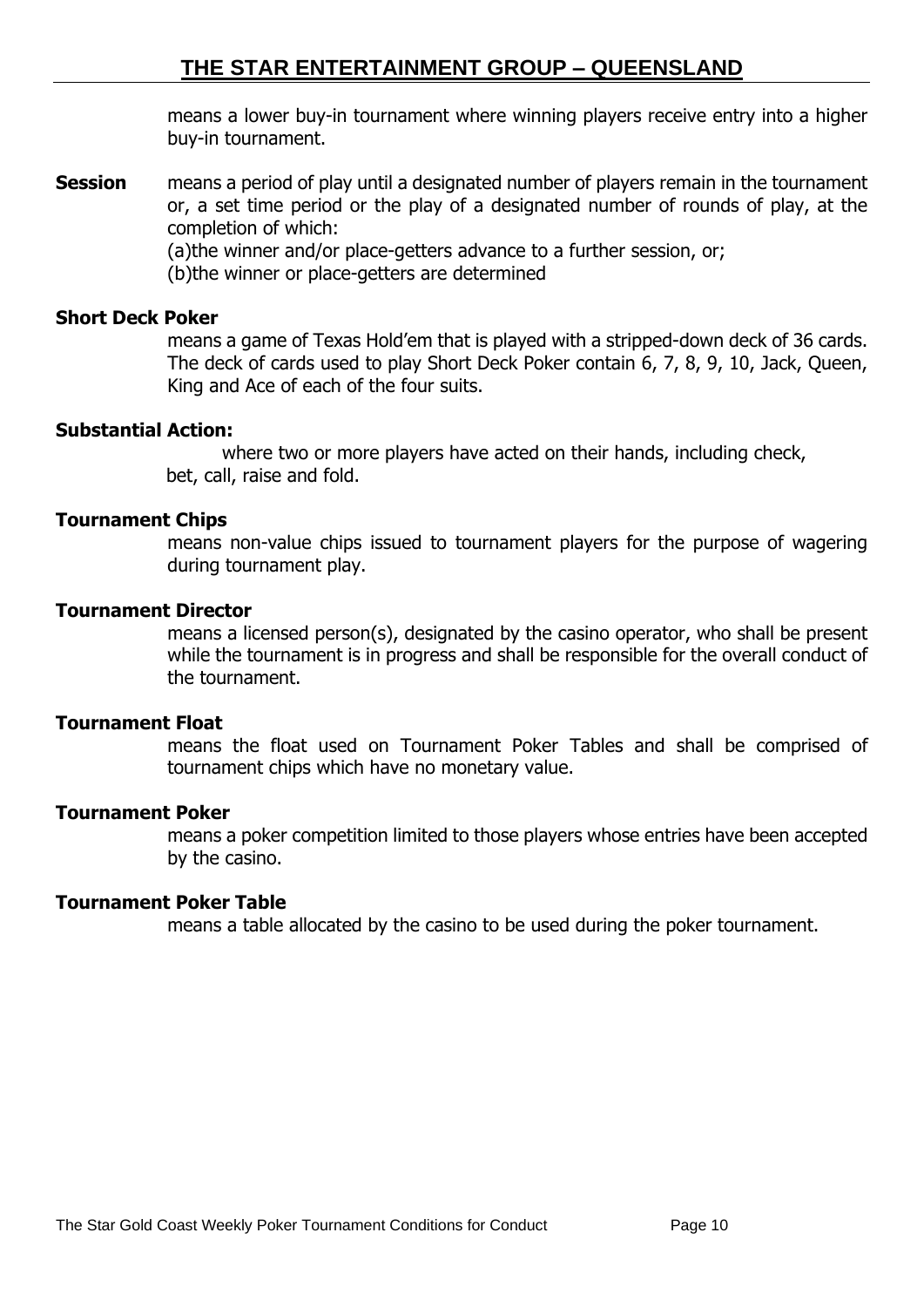means a lower buy-in tournament where winning players receive entry into a higher buy-in tournament.

**Session** means a period of play until a designated number of players remain in the tournament or, a set time period or the play of a designated number of rounds of play, at the completion of which:
(a)the winner and/or place-getters advance to a further session, or;
(b)the winner or place-getters are determined

**Short Deck Poker**
means a game of Texas Hold'em that is played with a stripped-down deck of 36 cards. The deck of cards used to play Short Deck Poker contain 6, 7, 8, 9, 10, Jack, Queen, King and Ace of each of the four suits.

**Substantial Action:**
where two or more players have acted on their hands, including check, bet, call, raise and fold.

**Tournament Chips**
means non-value chips issued to tournament players for the purpose of wagering during tournament play.

**Tournament Director**
means a licensed person(s), designated by the casino operator, who shall be present while the tournament is in progress and shall be responsible for the overall conduct of the tournament.

**Tournament Float**
means the float used on Tournament Poker Tables and shall be comprised of tournament chips which have no monetary value.

**Tournament Poker**
means a poker competition limited to those players whose entries have been accepted by the casino.

**Tournament Poker Table**
means a table allocated by the casino to be used during the poker tournament.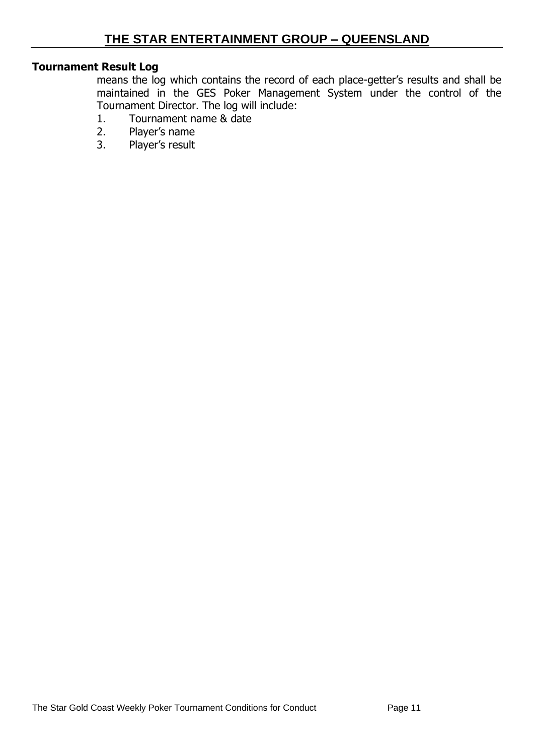**Tournament Result Log**

means the log which contains the record of each place-getter's results and shall be maintained in the GES Poker Management System under the control of the Tournament Director. The log will include:

1. Tournament name & date
2. Player's name
3. Player's result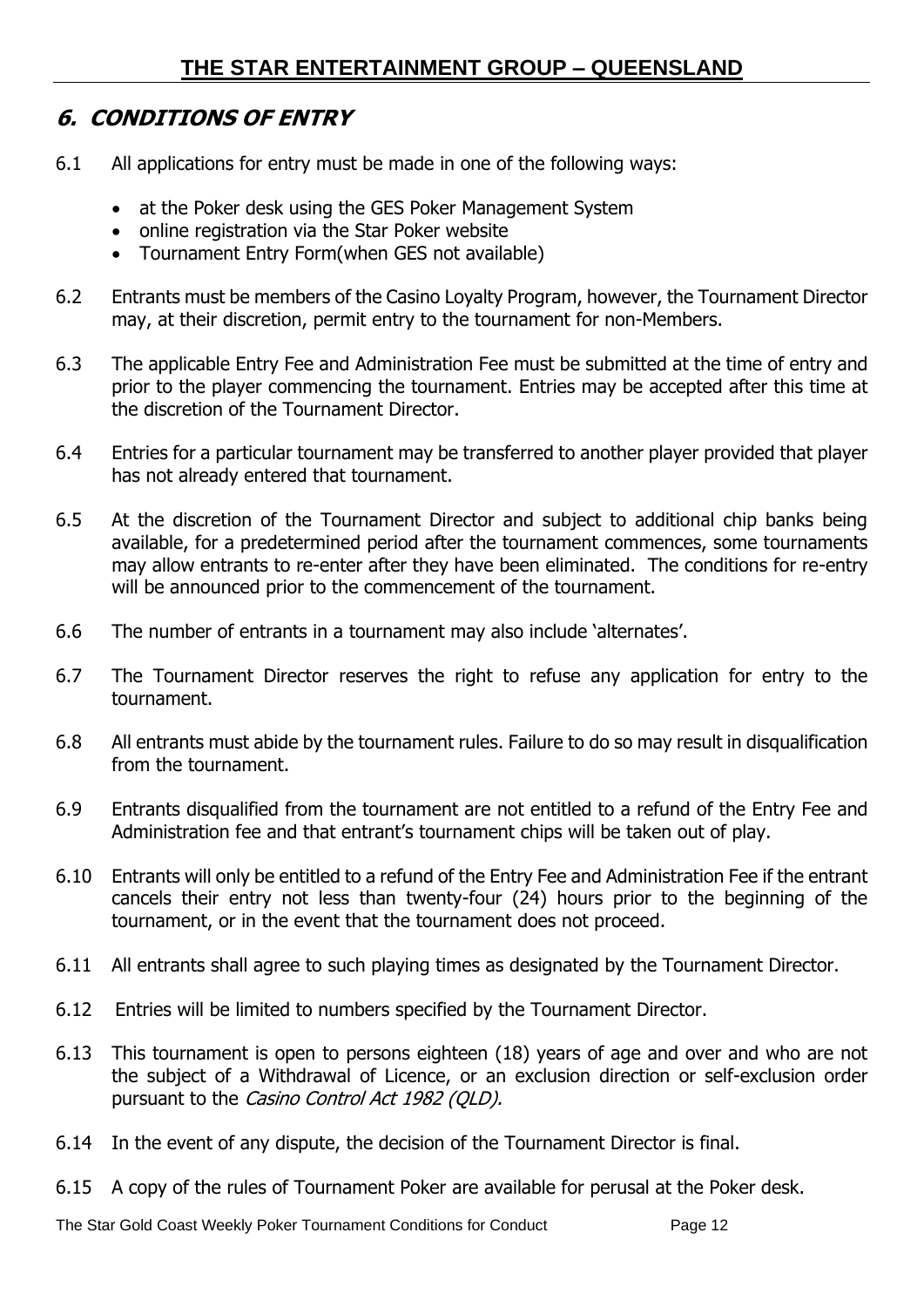## 6. *CONDITIONS OF ENTRY*

6.1 All applications for entry must be made in one of the following ways:

- at the Poker desk using the GES Poker Management System
- online registration via the Star Poker website
- Tournament Entry Form(when GES not available)

6.2 Entrants must be members of the Casino Loyalty Program, however, the Tournament Director may, at their discretion, permit entry to the tournament for non-Members.

6.3 The applicable Entry Fee and Administration Fee must be submitted at the time of entry and prior to the player commencing the tournament. Entries may be accepted after this time at the discretion of the Tournament Director.

6.4 Entries for a particular tournament may be transferred to another player provided that player has not already entered that tournament.

6.5 At the discretion of the Tournament Director and subject to additional chip banks being available, for a predetermined period after the tournament commences, some tournaments may allow entrants to re-enter after they have been eliminated. The conditions for re-entry will be announced prior to the commencement of the tournament.

6.6 The number of entrants in a tournament may also include 'alternates'.

6.7 The Tournament Director reserves the right to refuse any application for entry to the tournament.

6.8 All entrants must abide by the tournament rules. Failure to do so may result in disqualification from the tournament.

6.9 Entrants disqualified from the tournament are not entitled to a refund of the Entry Fee and Administration fee and that entrant's tournament chips will be taken out of play.

6.10 Entrants will only be entitled to a refund of the Entry Fee and Administration Fee if the entrant cancels their entry not less than twenty-four (24) hours prior to the beginning of the tournament, or in the event that the tournament does not proceed.

6.11 All entrants shall agree to such playing times as designated by the Tournament Director.

6.12 Entries will be limited to numbers specified by the Tournament Director.

6.13 This tournament is open to persons eighteen (18) years of age and over and who are not the subject of a Withdrawal of Licence, or an exclusion direction or self-exclusion order pursuant to the *Casino Control Act 1982 (QLD).*

6.14 In the event of any dispute, the decision of the Tournament Director is final.

6.15 A copy of the rules of Tournament Poker are available for perusal at the Poker desk.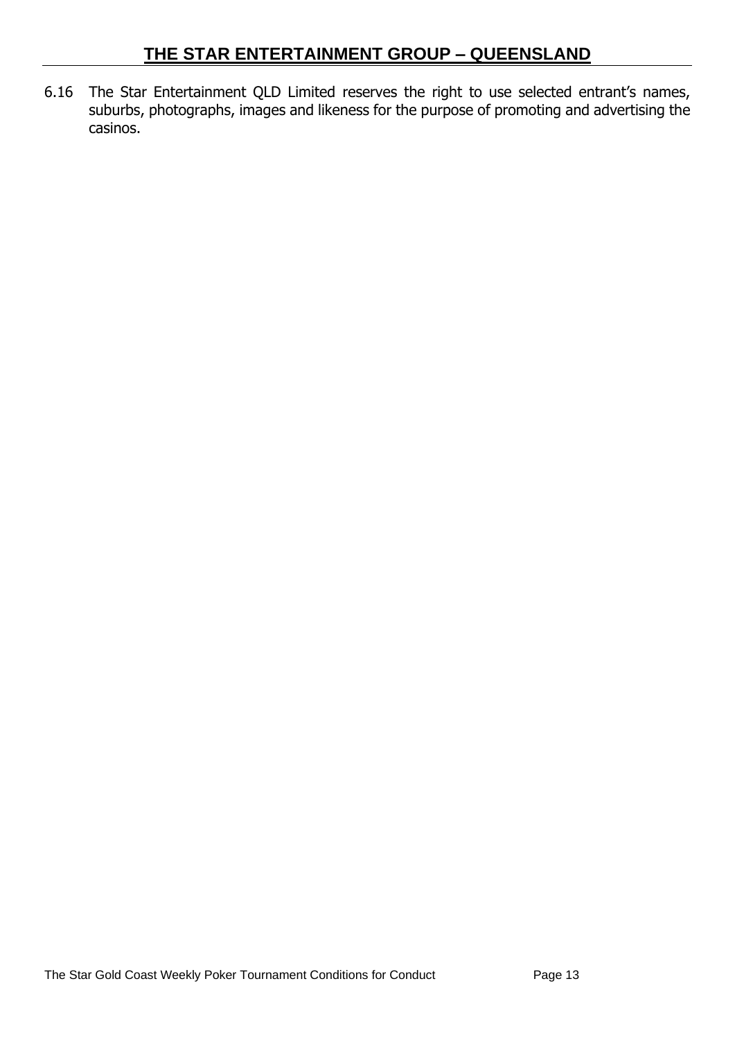6.16 The Star Entertainment QLD Limited reserves the right to use selected entrant's names, suburbs, photographs, images and likeness for the purpose of promoting and advertising the casinos.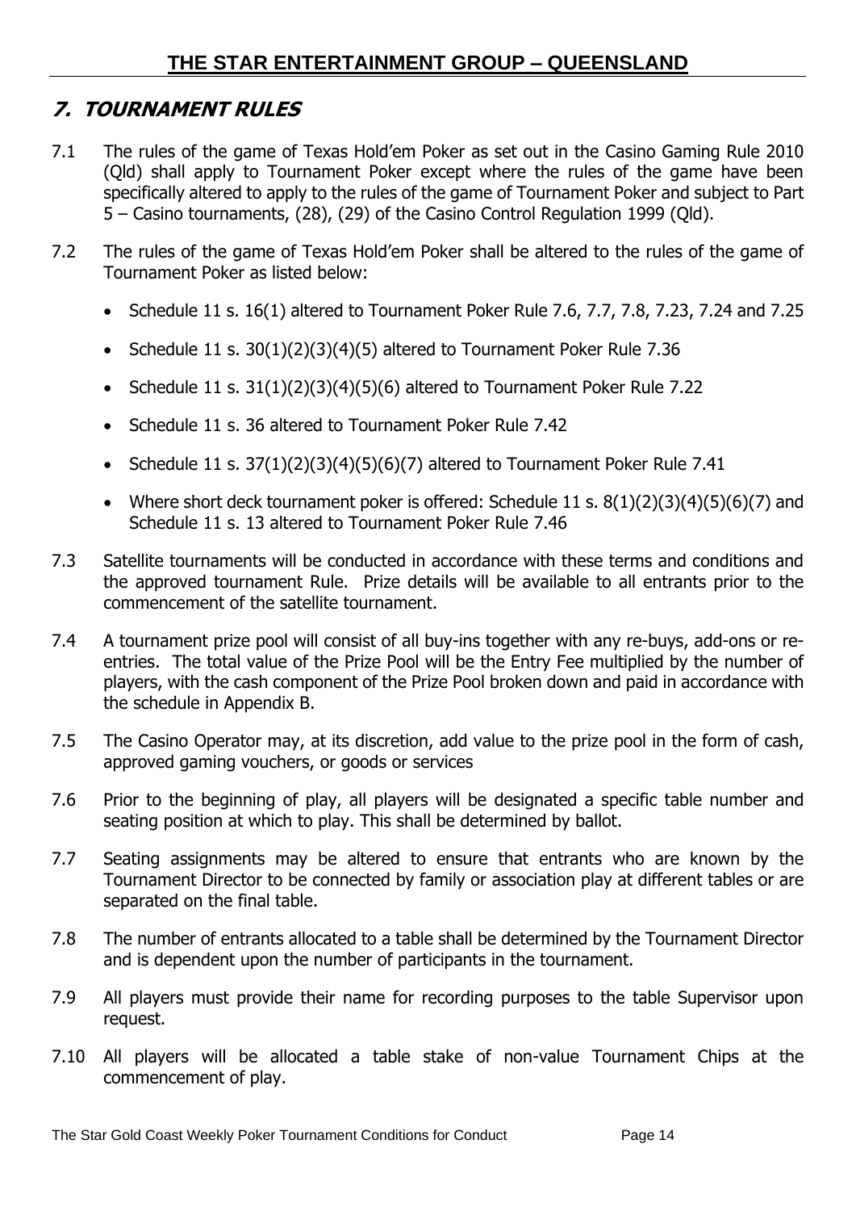## 7. TOURNAMENT RULES

7.1 The rules of the game of Texas Hold'em Poker as set out in the Casino Gaming Rule 2010 (Qld) shall apply to Tournament Poker except where the rules of the game have been specifically altered to apply to the rules of the game of Tournament Poker and subject to Part 5 – Casino tournaments, (28), (29) of the Casino Control Regulation 1999 (Qld).

7.2 The rules of the game of Texas Hold'em Poker shall be altered to the rules of the game of Tournament Poker as listed below:

- Schedule 11 s. 16(1) altered to Tournament Poker Rule 7.6, 7.7, 7.8, 7.23, 7.24 and 7.25
- Schedule 11 s. 30(1)(2)(3)(4)(5) altered to Tournament Poker Rule 7.36
- Schedule 11 s. 31(1)(2)(3)(4)(5)(6) altered to Tournament Poker Rule 7.22
- Schedule 11 s. 36 altered to Tournament Poker Rule 7.42
- Schedule 11 s. 37(1)(2)(3)(4)(5)(6)(7) altered to Tournament Poker Rule 7.41
- Where short deck tournament poker is offered: Schedule 11 s. 8(1)(2)(3)(4)(5)(6)(7) and Schedule 11 s. 13 altered to Tournament Poker Rule 7.46

7.3 Satellite tournaments will be conducted in accordance with these terms and conditions and the approved tournament Rule. Prize details will be available to all entrants prior to the commencement of the satellite tournament.

7.4 A tournament prize pool will consist of all buy-ins together with any re-buys, add-ons or re-entries. The total value of the Prize Pool will be the Entry Fee multiplied by the number of players, with the cash component of the Prize Pool broken down and paid in accordance with the schedule in Appendix B.

7.5 The Casino Operator may, at its discretion, add value to the prize pool in the form of cash, approved gaming vouchers, or goods or services

7.6 Prior to the beginning of play, all players will be designated a specific table number and seating position at which to play. This shall be determined by ballot.

7.7 Seating assignments may be altered to ensure that entrants who are known by the Tournament Director to be connected by family or association play at different tables or are separated on the final table.

7.8 The number of entrants allocated to a table shall be determined by the Tournament Director and is dependent upon the number of participants in the tournament.

7.9 All players must provide their name for recording purposes to the table Supervisor upon request.

7.10 All players will be allocated a table stake of non-value Tournament Chips at the commencement of play.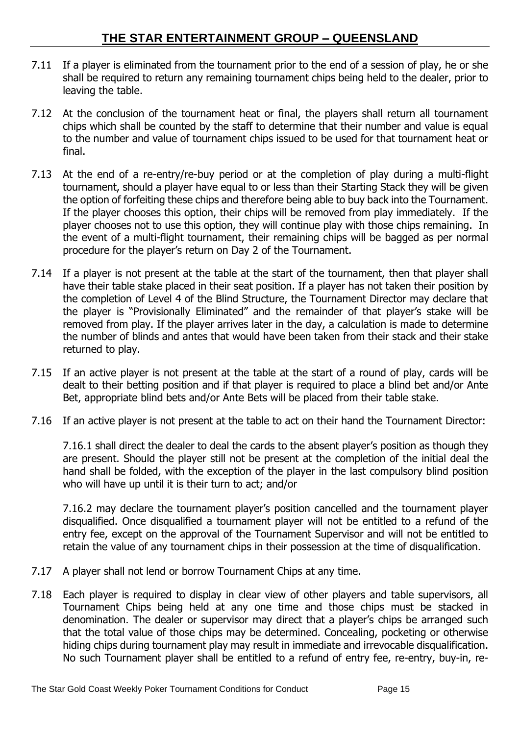7.11 If a player is eliminated from the tournament prior to the end of a session of play, he or she shall be required to return any remaining tournament chips being held to the dealer, prior to leaving the table.

7.12 At the conclusion of the tournament heat or final, the players shall return all tournament chips which shall be counted by the staff to determine that their number and value is equal to the number and value of tournament chips issued to be used for that tournament heat or final.

7.13 At the end of a re-entry/re-buy period or at the completion of play during a multi-flight tournament, should a player have equal to or less than their Starting Stack they will be given the option of forfeiting these chips and therefore being able to buy back into the Tournament. If the player chooses this option, their chips will be removed from play immediately. If the player chooses not to use this option, they will continue play with those chips remaining. In the event of a multi-flight tournament, their remaining chips will be bagged as per normal procedure for the player's return on Day 2 of the Tournament.

7.14 If a player is not present at the table at the start of the tournament, then that player shall have their table stake placed in their seat position. If a player has not taken their position by the completion of Level 4 of the Blind Structure, the Tournament Director may declare that the player is "Provisionally Eliminated" and the remainder of that player's stake will be removed from play. If the player arrives later in the day, a calculation is made to determine the number of blinds and antes that would have been taken from their stack and their stake returned to play.

7.15 If an active player is not present at the table at the start of a round of play, cards will be dealt to their betting position and if that player is required to place a blind bet and/or Ante Bet, appropriate blind bets and/or Ante Bets will be placed from their table stake.

7.16 If an active player is not present at the table to act on their hand the Tournament Director:

7.16.1 shall direct the dealer to deal the cards to the absent player's position as though they are present. Should the player still not be present at the completion of the initial deal the hand shall be folded, with the exception of the player in the last compulsory blind position who will have up until it is their turn to act; and/or

7.16.2 may declare the tournament player's position cancelled and the tournament player disqualified. Once disqualified a tournament player will not be entitled to a refund of the entry fee, except on the approval of the Tournament Supervisor and will not be entitled to retain the value of any tournament chips in their possession at the time of disqualification.

7.17 A player shall not lend or borrow Tournament Chips at any time.

7.18 Each player is required to display in clear view of other players and table supervisors, all Tournament Chips being held at any one time and those chips must be stacked in denomination. The dealer or supervisor may direct that a player's chips be arranged such that the total value of those chips may be determined. Concealing, pocketing or otherwise hiding chips during tournament play may result in immediate and irrevocable disqualification. No such Tournament player shall be entitled to a refund of entry fee, re-entry, buy-in, re-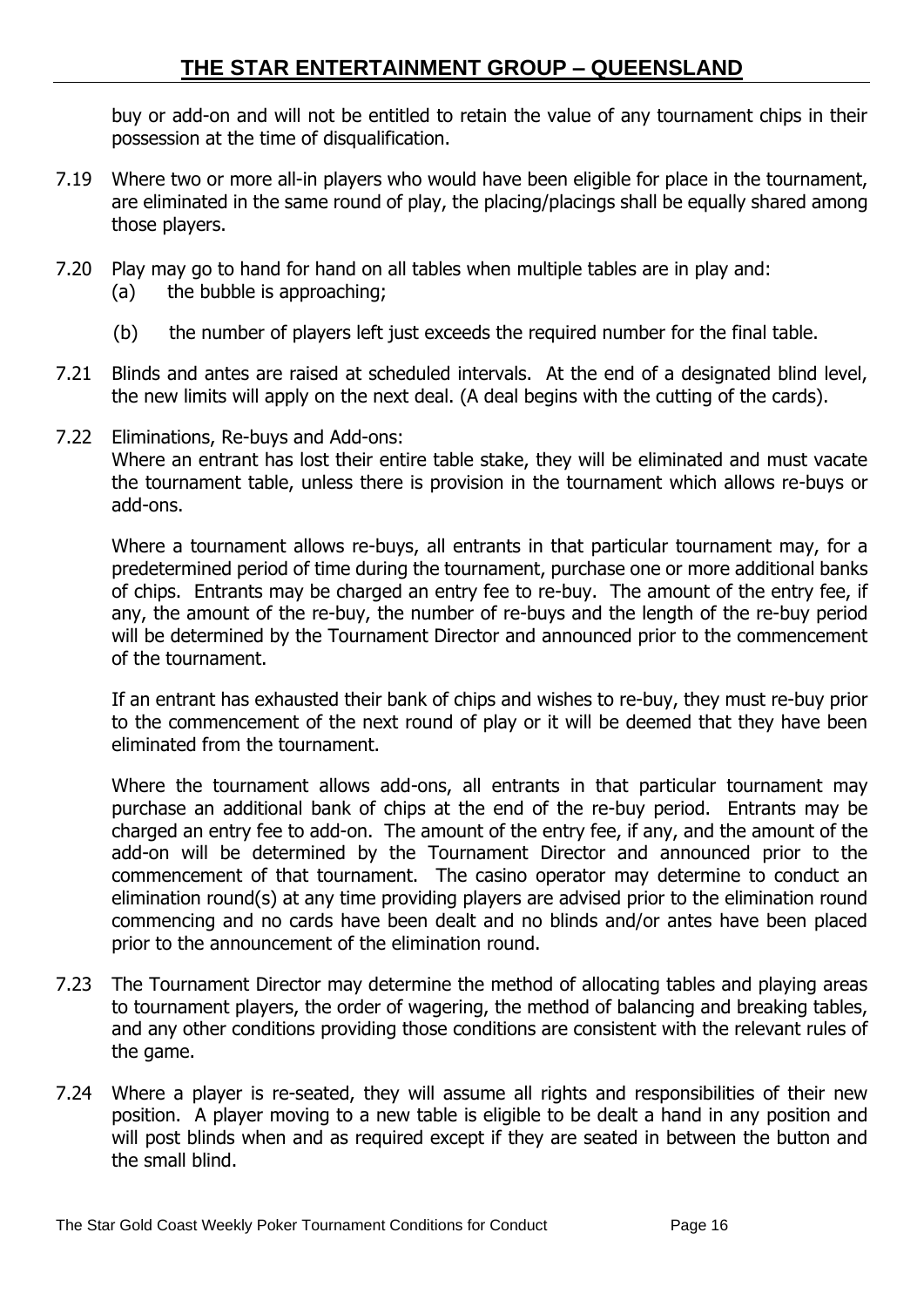buy or add-on and will not be entitled to retain the value of any tournament chips in their possession at the time of disqualification.

7.19 Where two or more all-in players who would have been eligible for place in the tournament, are eliminated in the same round of play, the placing/placings shall be equally shared among those players.

7.20 Play may go to hand for hand on all tables when multiple tables are in play and:
  (a) the bubble is approaching;
  (b) the number of players left just exceeds the required number for the final table.

7.21 Blinds and antes are raised at scheduled intervals. At the end of a designated blind level, the new limits will apply on the next deal. (A deal begins with the cutting of the cards).

7.22 Eliminations, Re-buys and Add-ons:
Where an entrant has lost their entire table stake, they will be eliminated and must vacate the tournament table, unless there is provision in the tournament which allows re-buys or add-ons.

Where a tournament allows re-buys, all entrants in that particular tournament may, for a predetermined period of time during the tournament, purchase one or more additional banks of chips. Entrants may be charged an entry fee to re-buy. The amount of the entry fee, if any, the amount of the re-buy, the number of re-buys and the length of the re-buy period will be determined by the Tournament Director and announced prior to the commencement of the tournament.

If an entrant has exhausted their bank of chips and wishes to re-buy, they must re-buy prior to the commencement of the next round of play or it will be deemed that they have been eliminated from the tournament.

Where the tournament allows add-ons, all entrants in that particular tournament may purchase an additional bank of chips at the end of the re-buy period. Entrants may be charged an entry fee to add-on. The amount of the entry fee, if any, and the amount of the add-on will be determined by the Tournament Director and announced prior to the commencement of that tournament. The casino operator may determine to conduct an elimination round(s) at any time providing players are advised prior to the elimination round commencing and no cards have been dealt and no blinds and/or antes have been placed prior to the announcement of the elimination round.

7.23 The Tournament Director may determine the method of allocating tables and playing areas to tournament players, the order of wagering, the method of balancing and breaking tables, and any other conditions providing those conditions are consistent with the relevant rules of the game.

7.24 Where a player is re-seated, they will assume all rights and responsibilities of their new position. A player moving to a new table is eligible to be dealt a hand in any position and will post blinds when and as required except if they are seated in between the button and the small blind.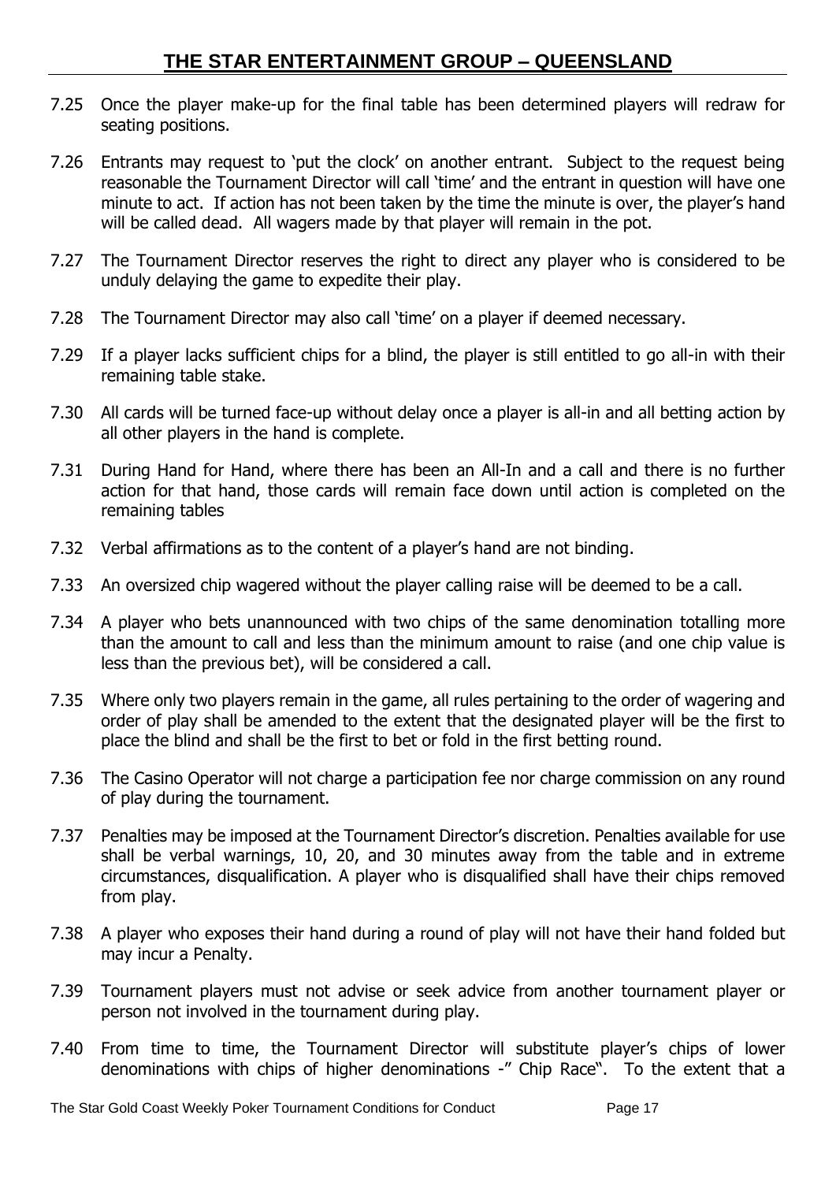- 7.25 Once the player make-up for the final table has been determined players will redraw for seating positions.

- 7.26 Entrants may request to 'put the clock' on another entrant. Subject to the request being reasonable the Tournament Director will call 'time' and the entrant in question will have one minute to act. If action has not been taken by the time the minute is over, the player's hand will be called dead. All wagers made by that player will remain in the pot.

- 7.27 The Tournament Director reserves the right to direct any player who is considered to be unduly delaying the game to expedite their play.

- 7.28 The Tournament Director may also call 'time' on a player if deemed necessary.

- 7.29 If a player lacks sufficient chips for a blind, the player is still entitled to go all-in with their remaining table stake.

- 7.30 All cards will be turned face-up without delay once a player is all-in and all betting action by all other players in the hand is complete.

- 7.31 During Hand for Hand, where there has been an All-In and a call and there is no further action for that hand, those cards will remain face down until action is completed on the remaining tables

- 7.32 Verbal affirmations as to the content of a player's hand are not binding.

- 7.33 An oversized chip wagered without the player calling raise will be deemed to be a call.

- 7.34 A player who bets unannounced with two chips of the same denomination totalling more than the amount to call and less than the minimum amount to raise (and one chip value is less than the previous bet), will be considered a call.

- 7.35 Where only two players remain in the game, all rules pertaining to the order of wagering and order of play shall be amended to the extent that the designated player will be the first to place the blind and shall be the first to bet or fold in the first betting round.

- 7.36 The Casino Operator will not charge a participation fee nor charge commission on any round of play during the tournament.

- 7.37 Penalties may be imposed at the Tournament Director's discretion. Penalties available for use shall be verbal warnings, 10, 20, and 30 minutes away from the table and in extreme circumstances, disqualification. A player who is disqualified shall have their chips removed from play.

- 7.38 A player who exposes their hand during a round of play will not have their hand folded but may incur a Penalty.

- 7.39 Tournament players must not advise or seek advice from another tournament player or person not involved in the tournament during play.

- 7.40 From time to time, the Tournament Director will substitute player's chips of lower denominations with chips of higher denominations -" Chip Race". To the extent that a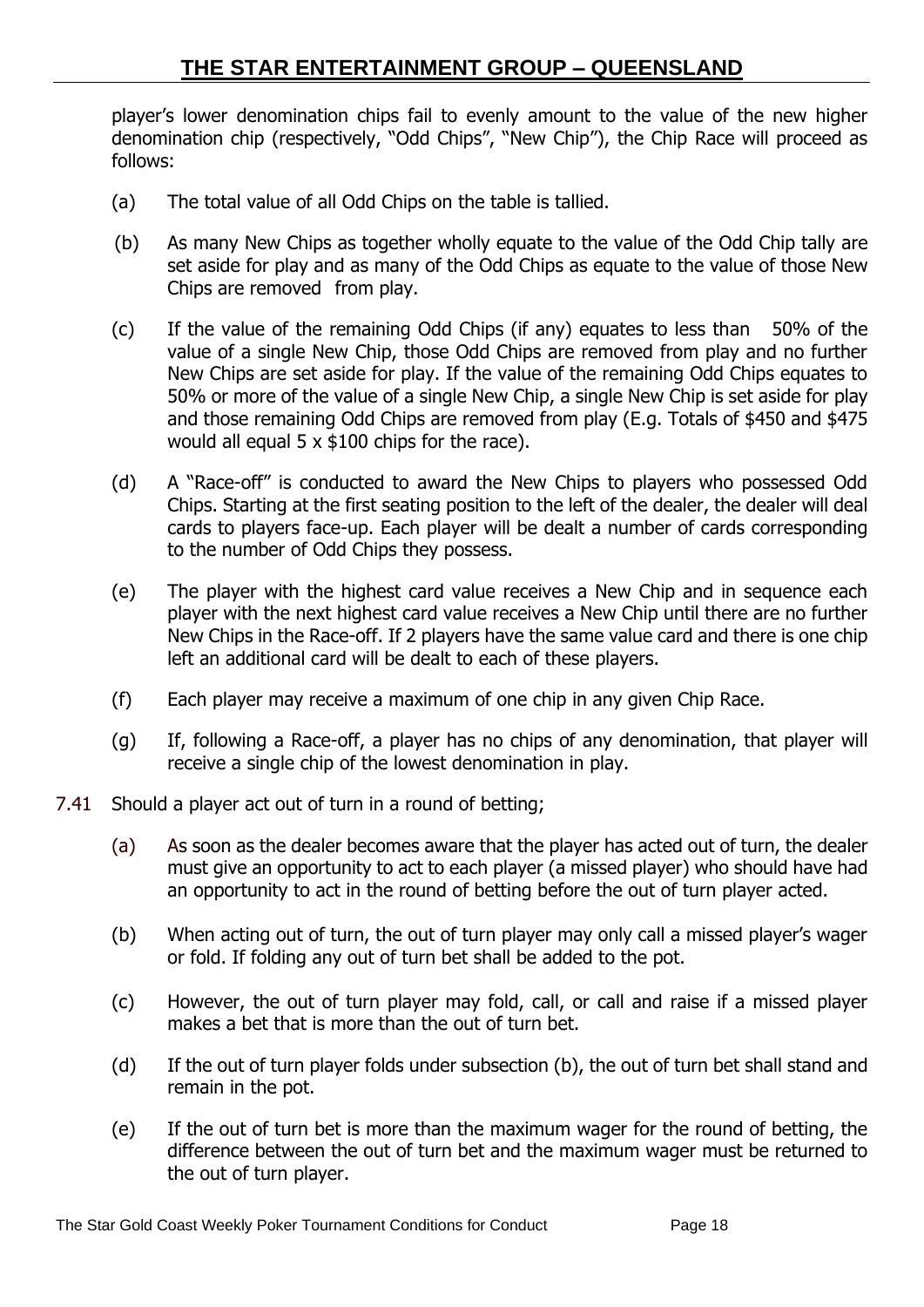player's lower denomination chips fail to evenly amount to the value of the new higher denomination chip (respectively, "Odd Chips", "New Chip"), the Chip Race will proceed as follows:

(a) The total value of all Odd Chips on the table is tallied.

(b) As many New Chips as together wholly equate to the value of the Odd Chip tally are set aside for play and as many of the Odd Chips as equate to the value of those New Chips are removed from play.

(c) If the value of the remaining Odd Chips (if any) equates to less than 50% of the value of a single New Chip, those Odd Chips are removed from play and no further New Chips are set aside for play. If the value of the remaining Odd Chips equates to 50% or more of the value of a single New Chip, a single New Chip is set aside for play and those remaining Odd Chips are removed from play (E.g. Totals of $450 and $475 would all equal 5 x $100 chips for the race).

(d) A "Race-off" is conducted to award the New Chips to players who possessed Odd Chips. Starting at the first seating position to the left of the dealer, the dealer will deal cards to players face-up. Each player will be dealt a number of cards corresponding to the number of Odd Chips they possess.

(e) The player with the highest card value receives a New Chip and in sequence each player with the next highest card value receives a New Chip until there are no further New Chips in the Race-off. If 2 players have the same value card and there is one chip left an additional card will be dealt to each of these players.

(f) Each player may receive a maximum of one chip in any given Chip Race.

(g) If, following a Race-off, a player has no chips of any denomination, that player will receive a single chip of the lowest denomination in play.

7.41 Should a player act out of turn in a round of betting;

(a) As soon as the dealer becomes aware that the player has acted out of turn, the dealer must give an opportunity to act to each player (a missed player) who should have had an opportunity to act in the round of betting before the out of turn player acted.

(b) When acting out of turn, the out of turn player may only call a missed player's wager or fold. If folding any out of turn bet shall be added to the pot.

(c) However, the out of turn player may fold, call, or call and raise if a missed player makes a bet that is more than the out of turn bet.

(d) If the out of turn player folds under subsection (b), the out of turn bet shall stand and remain in the pot.

(e) If the out of turn bet is more than the maximum wager for the round of betting, the difference between the out of turn bet and the maximum wager must be returned to the out of turn player.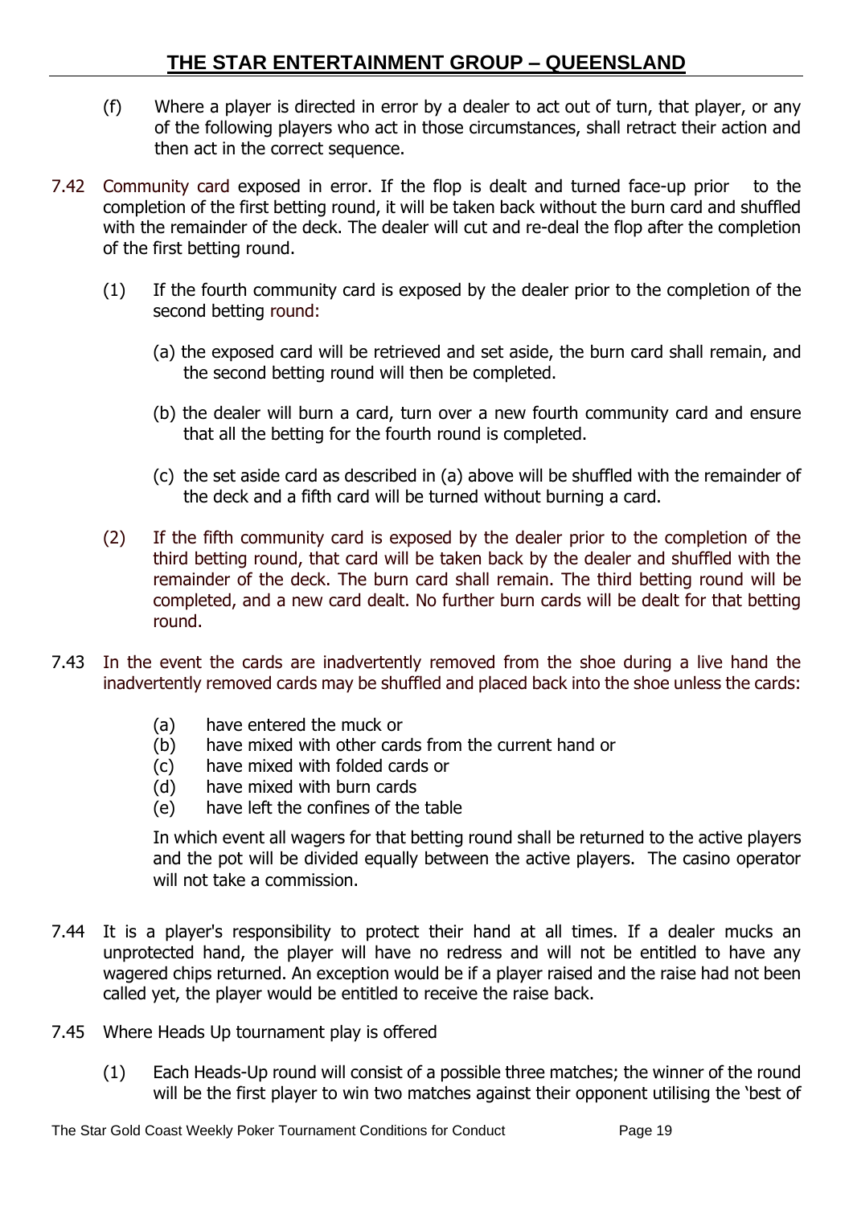(f) Where a player is directed in error by a dealer to act out of turn, that player, or any of the following players who act in those circumstances, shall retract their action and then act in the correct sequence.

7.42 Community card exposed in error. If the flop is dealt and turned face-up prior to the completion of the first betting round, it will be taken back without the burn card and shuffled with the remainder of the deck. The dealer will cut and re-deal the flop after the completion of the first betting round.

(1) If the fourth community card is exposed by the dealer prior to the completion of the second betting round:

(a) the exposed card will be retrieved and set aside, the burn card shall remain, and the second betting round will then be completed.

(b) the dealer will burn a card, turn over a new fourth community card and ensure that all the betting for the fourth round is completed.

(c) the set aside card as described in (a) above will be shuffled with the remainder of the deck and a fifth card will be turned without burning a card.

(2) If the fifth community card is exposed by the dealer prior to the completion of the third betting round, that card will be taken back by the dealer and shuffled with the remainder of the deck. The burn card shall remain. The third betting round will be completed, and a new card dealt. No further burn cards will be dealt for that betting round.

7.43 In the event the cards are inadvertently removed from the shoe during a live hand the inadvertently removed cards may be shuffled and placed back into the shoe unless the cards:

(a) have entered the muck or
(b) have mixed with other cards from the current hand or
(c) have mixed with folded cards or
(d) have mixed with burn cards
(e) have left the confines of the table

In which event all wagers for that betting round shall be returned to the active players and the pot will be divided equally between the active players. The casino operator will not take a commission.

7.44 It is a player's responsibility to protect their hand at all times. If a dealer mucks an unprotected hand, the player will have no redress and will not be entitled to have any wagered chips returned. An exception would be if a player raised and the raise had not been called yet, the player would be entitled to receive the raise back.

7.45 Where Heads Up tournament play is offered

(1) Each Heads-Up round will consist of a possible three matches; the winner of the round will be the first player to win two matches against their opponent utilising the 'best of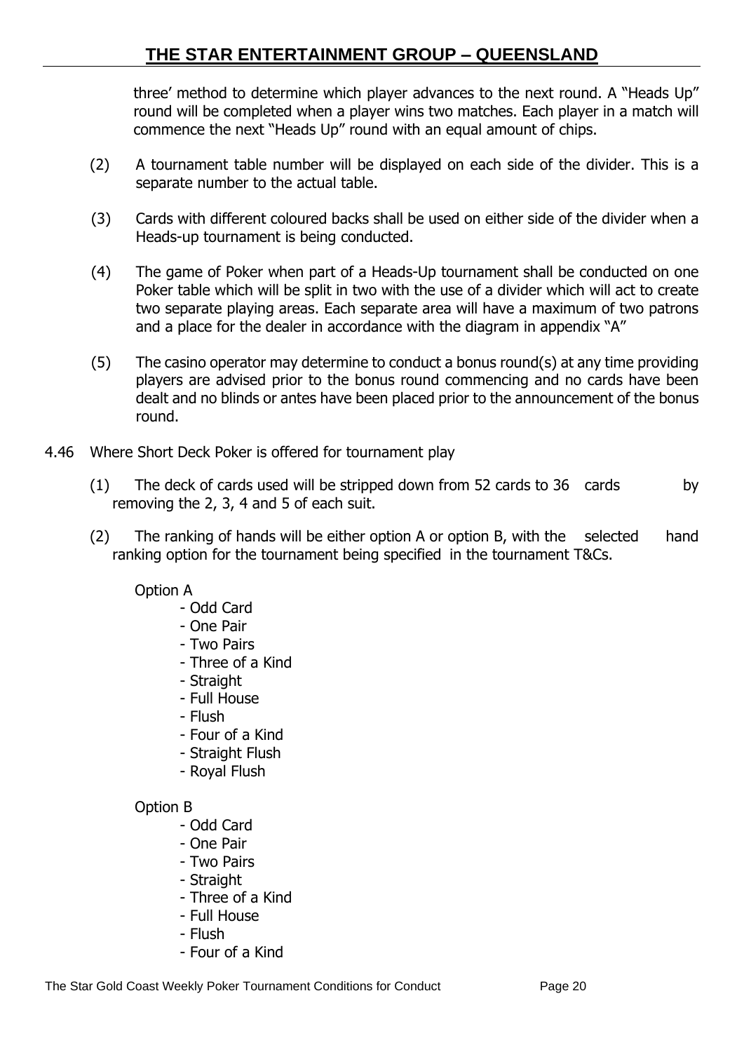three' method to determine which player advances to the next round. A "Heads Up" round will be completed when a player wins two matches. Each player in a match will commence the next "Heads Up" round with an equal amount of chips.

(2) A tournament table number will be displayed on each side of the divider. This is a separate number to the actual table.

(3) Cards with different coloured backs shall be used on either side of the divider when a Heads-up tournament is being conducted.

(4) The game of Poker when part of a Heads-Up tournament shall be conducted on one Poker table which will be split in two with the use of a divider which will act to create two separate playing areas. Each separate area will have a maximum of two patrons and a place for the dealer in accordance with the diagram in appendix "A"

(5) The casino operator may determine to conduct a bonus round(s) at any time providing players are advised prior to the bonus round commencing and no cards have been dealt and no blinds or antes have been placed prior to the announcement of the bonus round.

4.46 Where Short Deck Poker is offered for tournament play

(1) The deck of cards used will be stripped down from 52 cards to 36 cards by removing the 2, 3, 4 and 5 of each suit.

(2) The ranking of hands will be either option A or option B, with the selected hand ranking option for the tournament being specified in the tournament T&Cs.

Option A

- Odd Card
- One Pair
- Two Pairs
- Three of a Kind
- Straight
- Full House
- Flush
- Four of a Kind
- Straight Flush
- Royal Flush

Option B

- Odd Card
- One Pair
- Two Pairs
- Straight
- Three of a Kind
- Full House
- Flush
- Four of a Kind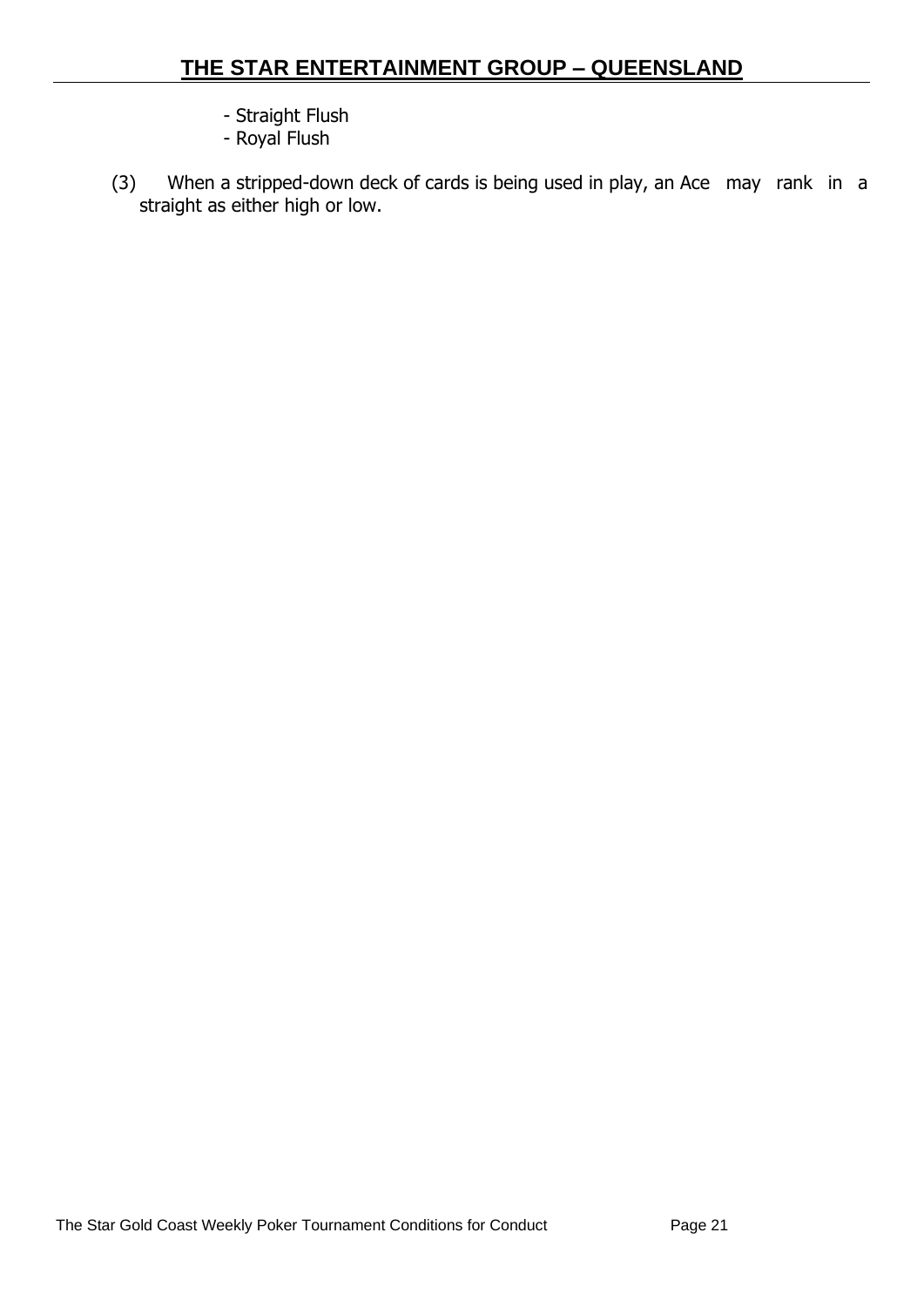- Straight Flush
- Royal Flush

(3) When a stripped-down deck of cards is being used in play, an Ace may rank in a straight as either high or low.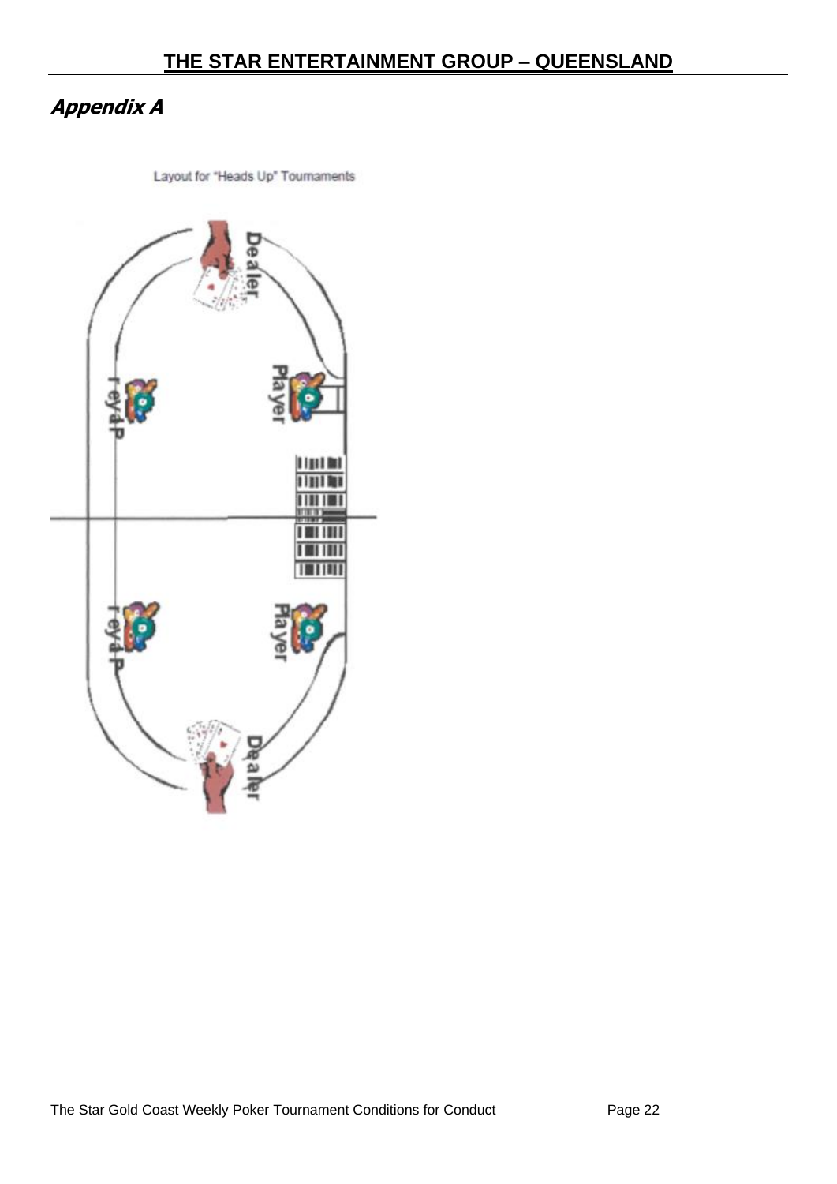## *Appendix A*

Layout for "Heads Up" Tournaments

Dealer

Player

Player

Player

Player

Dealer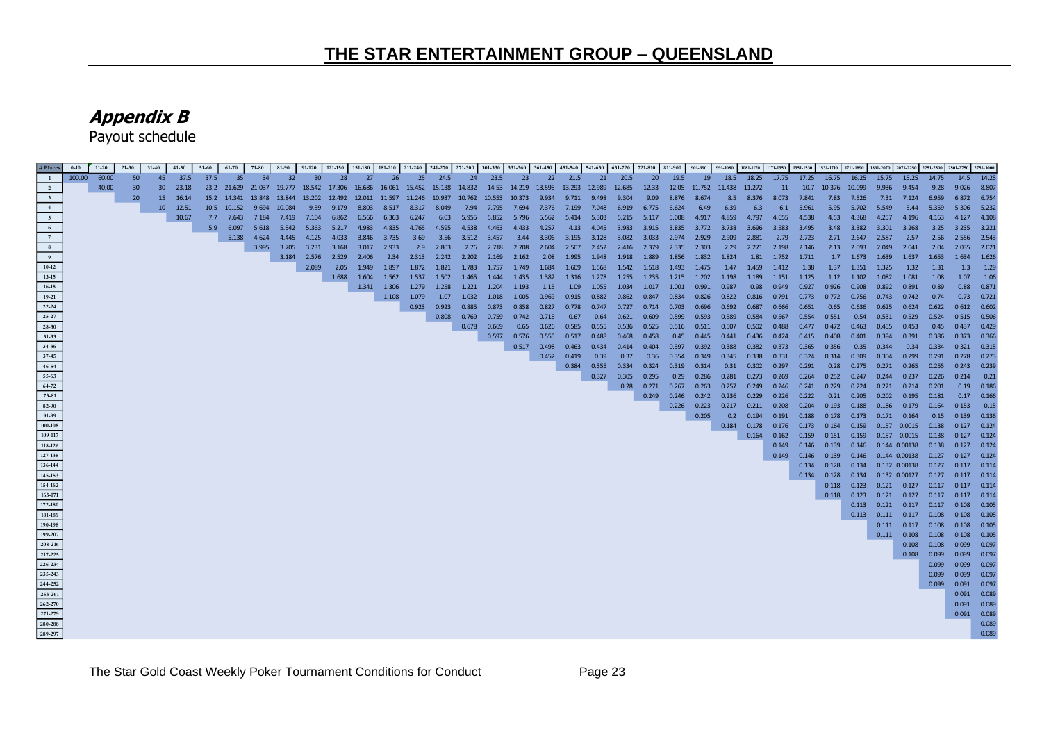## Appendix B

Payout schedule

| # Places | 0-10 | 11-20 | 21-30 | 31-40 | 41-50 | 51-60 | 61-70 | 71-80 | 81-90 | 91-120 | 121-150 | 151-180 | 181-210 | 211-240 | 241-270 | 271-300 | 301-330 | 331-360 | 361-450 | 451-540 | 541-630 | 631-720 | 721-810 | 811-900 | 901-990 | 991-1080 | 1081-1170 | 1171-1350 | 1351-1530 | 1531-1710 | 1711-1890 | 1891-2070 | 2071-2250 | 2251-2500 | 2501-2750 | 2751-3000 |
|---|---|---|---|---|---|---|---|---|---|---|---|---|---|---|---|---|---|---|---|---|---|---|---|---|---|---|---|---|---|---|---|---|---|---|---|---|
| 1 | 100.00 | 60.00 | 50 | 45 | 37.5 | 37.5 | 35 | 34 | 32 | 30 | 28 | 27 | 26 | 25 | 24.5 | 24 | 23.5 | 23 | 22 | 21.5 | 21 | 20.5 | 20 | 19.5 | 19 | 18.5 | 18.25 | 17.75 | 17.25 | 16.75 | 16.25 | 15.75 | 15.25 | 14.75 | 14.5 | 14.25 |
| 2 | | 40.00 | 30 | 30 | 23.18 | 23.2 | 21.629 | 21.037 | 19.777 | 18.542 | 17.306 | 16.686 | 16.061 | 15.452 | 15.138 | 14.832 | 14.53 | 14.219 | 13.595 | 13.293 | 12.989 | 12.685 | 12.33 | 12.05 | 11.752 | 11.438 | 11.272 | 11 | 10.7 | 10.376 | 10.099 | 9.936 | 9.454 | 9.28 | 9.026 | 8.807 |
| 3 | | | 20 | 15 | 16.14 | 15.2 | 14.341 | 13.848 | 13.844 | 13.202 | 12.492 | 12.011 | 11.597 | 11.246 | 10.937 | 10.762 | 10.553 | 10.373 | 9.934 | 9.711 | 9.498 | 9.304 | 9.09 | 8.876 | 8.674 | 8.5 | 8.376 | 8.073 | 7.841 | 7.83 | 7.526 | 7.31 | 7.124 | 6.959 | 6.872 | 6.754 |
| 4 | | | | 10 | 12.51 | 10.5 | 10.152 | 9.694 | 10.084 | 9.59 | 9.179 | 8.803 | 8.517 | 8.317 | 8.049 | 7.94 | 7.795 | 7.694 | 7.376 | 7.199 | 7.048 | 6.919 | 6.775 | 6.624 | 6.49 | 6.39 | 6.3 | 6.1 | 5.961 | 5.95 | 5.702 | 5.549 | 5.44 | 5.359 | 5.306 | 5.232 |
| 5 | | | | | 10.67 | 7.7 | 7.643 | 7.184 | 7.419 | 7.104 | 6.862 | 6.566 | 6.363 | 6.247 | 6.03 | 5.955 | 5.852 | 5.796 | 5.562 | 5.414 | 5.303 | 5.215 | 5.117 | 5.008 | 4.917 | 4.859 | 4.797 | 4.655 | 4.538 | 4.53 | 4.368 | 4.257 | 4.196 | 4.163 | 4.127 | 4.108 |
| 6 | | | | | | 5.9 | 6.097 | 5.618 | 5.542 | 5.363 | 5.217 | 4.983 | 4.835 | 4.765 | 4.595 | 4.538 | 4.463 | 4.433 | 4.257 | 4.13 | 4.045 | 3.983 | 3.915 | 3.835 | 3.772 | 3.738 | 3.696 | 3.583 | 3.495 | 3.48 | 3.382 | 3.301 | 3.268 | 3.25 | 3.235 | 3.221 |
| 7 | | | | | | | 5.138 | 4.624 | 4.445 | 4.125 | 4.033 | 3.846 | 3.735 | 3.69 | 3.56 | 3.512 | 3.457 | 3.44 | 3.306 | 3.195 | 3.128 | 3.082 | 3.033 | 2.974 | 2.929 | 2.909 | 2.881 | 2.79 | 2.723 | 2.71 | 2.647 | 2.587 | 2.57 | 2.56 | 2.556 | 2.543 |
| 8 | | | | | | | | 3.995 | 3.705 | 3.231 | 3.168 | 3.017 | 2.933 | 2.9 | 2.803 | 2.76 | 2.718 | 2.708 | 2.604 | 2.507 | 2.452 | 2.416 | 2.379 | 2.335 | 2.303 | 2.29 | 2.271 | 2.198 | 2.146 | 2.13 | 2.093 | 2.049 | 2.041 | 2.04 | 2.035 | 2.021 |
| 9 | | | | | | | | | 3.184 | 2.576 | 2.529 | 2.406 | 2.34 | 2.313 | 2.242 | 2.202 | 2.169 | 2.162 | 2.08 | 1.995 | 1.948 | 1.918 | 1.889 | 1.856 | 1.832 | 1.824 | 1.81 | 1.752 | 1.711 | 1.7 | 1.673 | 1.639 | 1.637 | 1.653 | 1.634 | 1.626 |
| 10-12 | | | | | | | | | | 2.089 | 2.05 | 1.949 | 1.897 | 1.872 | 1.821 | 1.783 | 1.757 | 1.749 | 1.684 | 1.609 | 1.568 | 1.542 | 1.518 | 1.493 | 1.475 | 1.47 | 1.459 | 1.412 | 1.38 | 1.37 | 1.351 | 1.325 | 1.32 | 1.31 | 1.3 | 1.29 |
| 13-15 | | | | | | | | | | | 1.688 | 1.604 | 1.562 | 1.537 | 1.502 | 1.465 | 1.444 | 1.435 | 1.382 | 1.316 | 1.278 | 1.255 | 1.235 | 1.215 | 1.202 | 1.198 | 1.189 | 1.151 | 1.125 | 1.12 | 1.102 | 1.082 | 1.081 | 1.08 | 1.07 | 1.06 |
| 16-18 | | | | | | | | | | | | 1.341 | 1.306 | 1.279 | 1.258 | 1.221 | 1.204 | 1.193 | 1.15 | 1.09 | 1.055 | 1.034 | 1.017 | 1.001 | 0.991 | 0.987 | 0.98 | 0.949 | 0.927 | 0.926 | 0.908 | 0.892 | 0.891 | 0.89 | 0.88 | 0.871 |
| 19-21 | | | | | | | | | | | | | 1.108 | 1.079 | 1.07 | 1.032 | 1.018 | 1.005 | 0.969 | 0.915 | 0.882 | 0.862 | 0.847 | 0.834 | 0.826 | 0.822 | 0.816 | 0.791 | 0.773 | 0.772 | 0.756 | 0.743 | 0.742 | 0.74 | 0.73 | 0.721 |
| 22-24 | | | | | | | | | | | | | | 0.923 | 0.923 | 0.885 | 0.873 | 0.858 | 0.827 | 0.778 | 0.747 | 0.727 | 0.714 | 0.703 | 0.696 | 0.692 | 0.687 | 0.666 | 0.651 | 0.65 | 0.636 | 0.625 | 0.624 | 0.622 | 0.612 | 0.602 |
| 25-27 | | | | | | | | | | | | | | | 0.808 | 0.769 | 0.759 | 0.742 | 0.715 | 0.67 | 0.64 | 0.621 | 0.609 | 0.599 | 0.593 | 0.589 | 0.584 | 0.567 | 0.554 | 0.551 | 0.54 | 0.531 | 0.529 | 0.524 | 0.515 | 0.506 |
| 28-30 | | | | | | | | | | | | | | | | 0.678 | 0.669 | 0.65 | 0.626 | 0.585 | 0.555 | 0.536 | 0.525 | 0.516 | 0.511 | 0.507 | 0.502 | 0.488 | 0.477 | 0.472 | 0.463 | 0.455 | 0.453 | 0.45 | 0.437 | 0.429 |
| 31-33 | | | | | | | | | | | | | | | | | 0.597 | 0.576 | 0.555 | 0.517 | 0.488 | 0.468 | 0.458 | 0.45 | 0.445 | 0.441 | 0.436 | 0.424 | 0.415 | 0.408 | 0.401 | 0.394 | 0.391 | 0.386 | 0.373 | 0.366 |
| 34-36 | | | | | | | | | | | | | | | | | | 0.517 | 0.498 | 0.463 | 0.434 | 0.414 | 0.404 | 0.397 | 0.392 | 0.388 | 0.382 | 0.373 | 0.365 | 0.356 | 0.35 | 0.344 | 0.34 | 0.334 | 0.321 | 0.315 |
| 37-45 | | | | | | | | | | | | | | | | | | | 0.452 | 0.419 | 0.39 | 0.37 | 0.36 | 0.354 | 0.349 | 0.345 | 0.338 | 0.331 | 0.324 | 0.314 | 0.309 | 0.304 | 0.299 | 0.291 | 0.278 | 0.273 |
| 46-54 | | | | | | | | | | | | | | | | | | | | 0.384 | 0.355 | 0.334 | 0.324 | 0.319 | 0.314 | 0.31 | 0.302 | 0.297 | 0.291 | 0.28 | 0.275 | 0.271 | 0.265 | 0.255 | 0.243 | 0.239 |
| 55-63 | | | | | | | | | | | | | | | | | | | | | 0.327 | 0.305 | 0.295 | 0.29 | 0.286 | 0.281 | 0.273 | 0.269 | 0.264 | 0.252 | 0.247 | 0.244 | 0.237 | 0.226 | 0.214 | 0.21 |
| 64-72 | | | | | | | | | | | | | | | | | | | | | | 0.28 | 0.271 | 0.267 | 0.263 | 0.257 | 0.249 | 0.246 | 0.241 | 0.229 | 0.224 | 0.221 | 0.214 | 0.201 | 0.19 | 0.186 |
| 73-81 | | | | | | | | | | | | | | | | | | | | | | | 0.249 | 0.246 | 0.242 | 0.236 | 0.229 | 0.226 | 0.222 | 0.21 | 0.205 | 0.202 | 0.195 | 0.181 | 0.17 | 0.166 |
| 82-90 | | | | | | | | | | | | | | | | | | | | | | | | 0.226 | 0.223 | 0.217 | 0.211 | 0.208 | 0.204 | 0.193 | 0.188 | 0.186 | 0.179 | 0.164 | 0.153 | 0.15 |
| 91-99 | | | | | | | | | | | | | | | | | | | | | | | | | 0.205 | 0.2 | 0.194 | 0.191 | 0.188 | 0.178 | 0.173 | 0.171 | 0.164 | 0.15 | 0.139 | 0.136 |
| 100-108 | | | | | | | | | | | | | | | | | | | | | | | | | | 0.184 | 0.178 | 0.176 | 0.173 | 0.164 | 0.159 | 0.157 | 0.0015 | 0.138 | 0.127 | 0.124 |
| 109-117 | | | | | | | | | | | | | | | | | | | | | | | | | | | 0.164 | 0.162 | 0.159 | 0.151 | 0.159 | 0.157 | 0.0015 | 0.138 | 0.127 | 0.124 |
| 118-126 | | | | | | | | | | | | | | | | | | | | | | | | | | | | 0.149 | 0.146 | 0.139 | 0.146 | 0.144 | 0.00138 | 0.138 | 0.127 | 0.124 |
| 127-135 | | | | | | | | | | | | | | | | | | | | | | | | | | | | 0.149 | 0.146 | 0.139 | 0.146 | 0.144 | 0.00138 | 0.127 | 0.127 | 0.124 |
| 136-144 | | | | | | | | | | | | | | | | | | | | | | | | | | | | | 0.134 | 0.128 | 0.134 | 0.132 | 0.00138 | 0.127 | 0.117 | 0.114 |
| 145-153 | | | | | | | | | | | | | | | | | | | | | | | | | | | | | 0.134 | 0.128 | 0.134 | 0.132 | 0.00127 | 0.127 | 0.117 | 0.114 |
| 154-162 | | | | | | | | | | | | | | | | | | | | | | | | | | | | | | 0.118 | 0.123 | 0.121 | 0.127 | 0.117 | 0.117 | 0.114 |
| 163-171 | | | | | | | | | | | | | | | | | | | | | | | | | | | | | | 0.118 | 0.123 | 0.121 | 0.127 | 0.117 | 0.117 | 0.114 |
| 172-180 | | | | | | | | | | | | | | | | | | | | | | | | | | | | | | | 0.113 | 0.121 | 0.117 | 0.117 | 0.108 | 0.105 |
| 181-189 | | | | | | | | | | | | | | | | | | | | | | | | | | | | | | | 0.113 | 0.111 | 0.117 | 0.108 | 0.108 | 0.105 |
| 190-198 | | | | | | | | | | | | | | | | | | | | | | | | | | | | | | | | 0.111 | 0.117 | 0.108 | 0.108 | 0.105 |
| 199-207 | | | | | | | | | | | | | | | | | | | | | | | | | | | | | | | | 0.111 | 0.108 | 0.108 | 0.108 | 0.105 |
| 208-216 | | | | | | | | | | | | | | | | | | | | | | | | | | | | | | | | | 0.108 | 0.108 | 0.099 | 0.097 |
| 217-225 | | | | | | | | | | | | | | | | | | | | | | | | | | | | | | | | | 0.108 | 0.099 | 0.099 | 0.097 |
| 226-234 | | | | | | | | | | | | | | | | | | | | | | | | | | | | | | | | | | 0.099 | 0.099 | 0.097 |
| 235-243 | | | | | | | | | | | | | | | | | | | | | | | | | | | | | | | | | | 0.099 | 0.099 | 0.097 |
| 244-252 | | | | | | | | | | | | | | | | | | | | | | | | | | | | | | | | | | 0.099 | 0.091 | 0.097 |
| 253-261 | | | | | | | | | | | | | | | | | | | | | | | | | | | | | | | | | | | 0.091 | 0.089 |
| 262-270 | | | | | | | | | | | | | | | | | | | | | | | | | | | | | | | | | | | 0.091 | 0.089 |
| 271-279 | | | | | | | | | | | | | | | | | | | | | | | | | | | | | | | | | | | 0.091 | 0.089 |
| 280-288 | | | | | | | | | | | | | | | | | | | | | | | | | | | | | | | | | | | | 0.089 |
| 289-297 | | | | | | | | | | | | | | | | | | | | | | | | | | | | | | | | | | | | 0.089 |